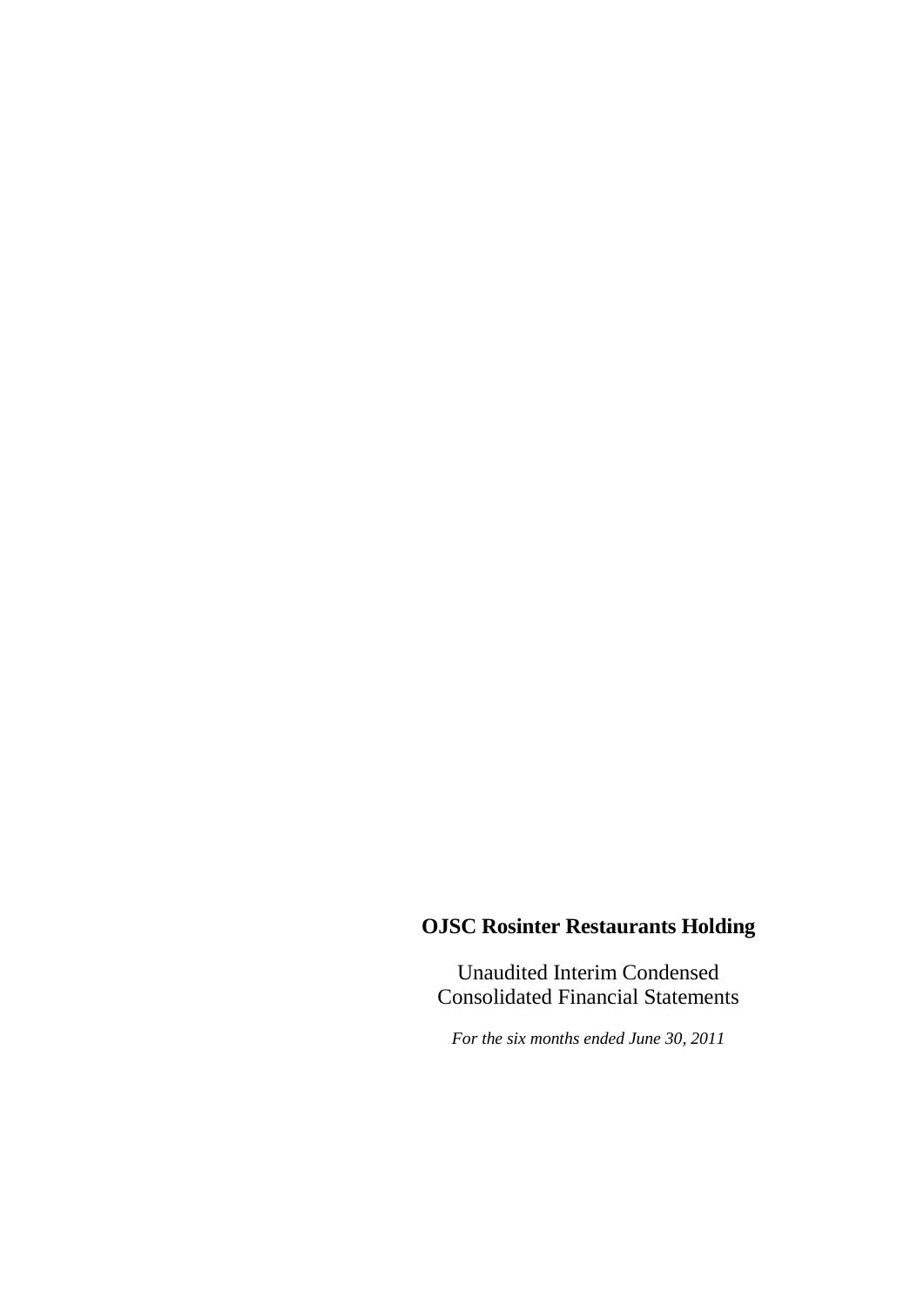# OJSC Rosinter Restaurants Holding

Unaudited Interim Condensed Consolidated Financial Statements

*For the six months ended June 30, 2011*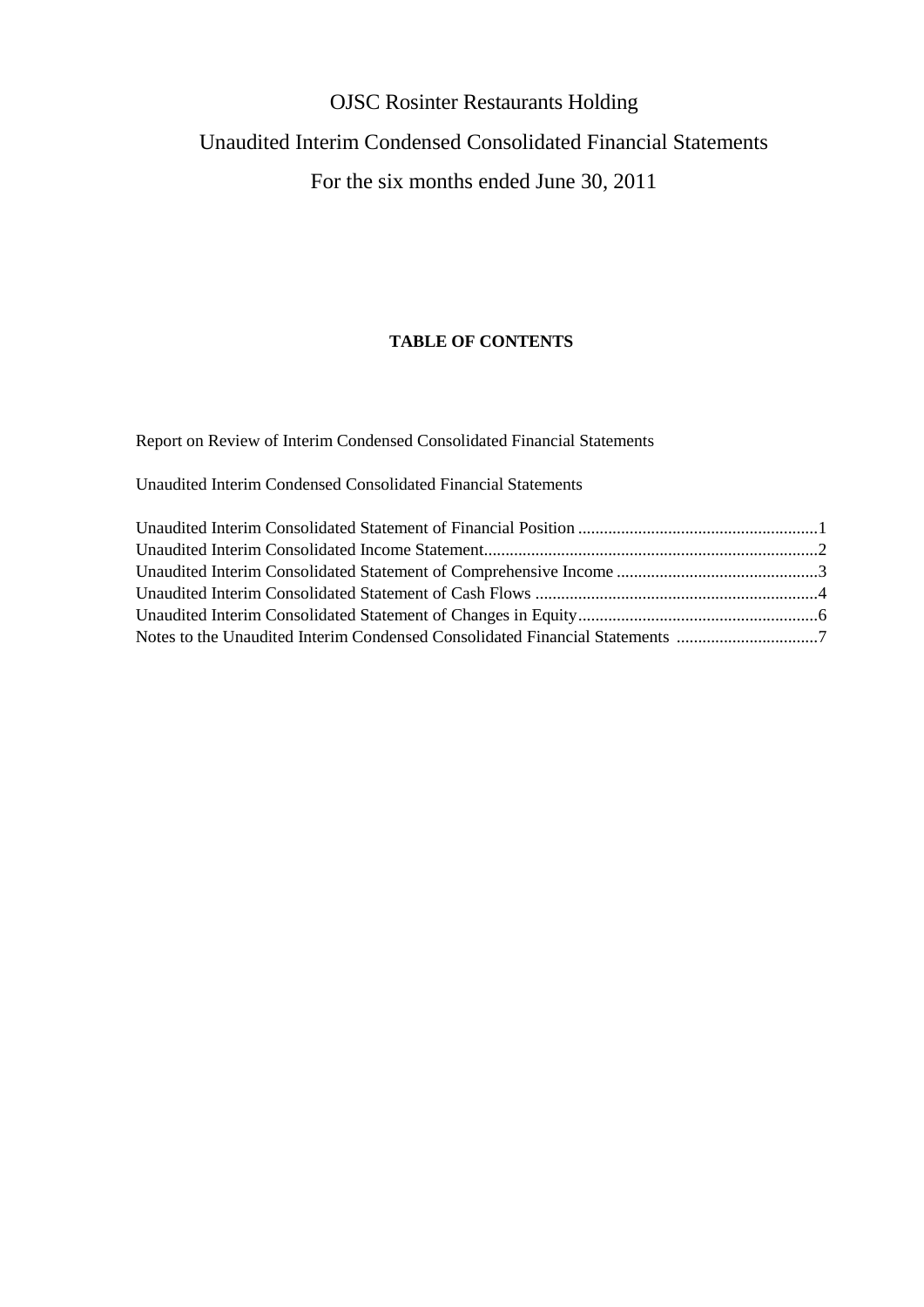# OJSC Rosinter Restaurants Holding

# Unaudited Interim Condensed Consolidated Financial Statements

# For the six months ended June 30, 2011

**TABLE OF CONTENTS**

Report on Review of Interim Condensed Consolidated Financial Statements

Unaudited Interim Condensed Consolidated Financial Statements

Unaudited Interim Consolidated Statement of Financial Position ........................................................1
Unaudited Interim Consolidated Income Statement.............................................................................2
Unaudited Interim Consolidated Statement of Comprehensive Income ...............................................3
Unaudited Interim Consolidated Statement of Cash Flows ..................................................................4
Unaudited Interim Consolidated Statement of Changes in Equity........................................................6
Notes to the Unaudited Interim Condensed Consolidated Financial Statements .................................7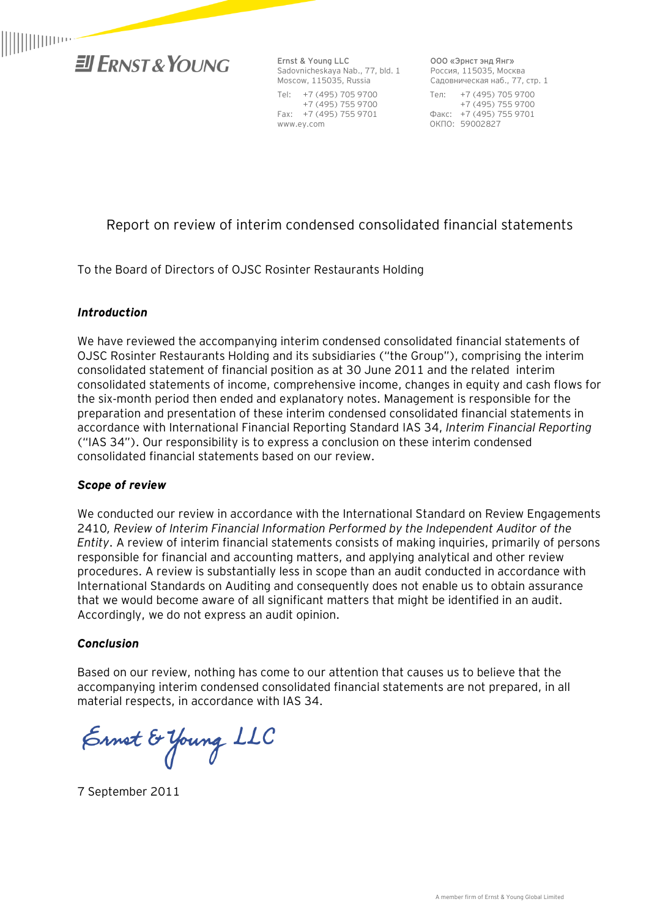Ernst & Young LLC
Sadovnicheskaya Nab., 77, bld. 1
Moscow, 115035, Russia
Tel: +7 (495) 705 9700
+7 (495) 755 9700
Fax: +7 (495) 755 9701
www.ey.com

ООО «Эрнст энд Янг»
Россия, 115035, Москва
Садовническая наб., 77, стр. 1
Тел: +7 (495) 705 9700
+7 (495) 755 9700
Факс: +7 (495) 755 9701
ОКПО: 59002827

# Report on review of interim condensed consolidated financial statements

To the Board of Directors of OJSC Rosinter Restaurants Holding

### *Introduction*

We have reviewed the accompanying interim condensed consolidated financial statements of OJSC Rosinter Restaurants Holding and its subsidiaries ("the Group"), comprising the interim consolidated statement of financial position as at 30 June 2011 and the related interim consolidated statements of income, comprehensive income, changes in equity and cash flows for the six-month period then ended and explanatory notes. Management is responsible for the preparation and presentation of these interim condensed consolidated financial statements in accordance with International Financial Reporting Standard IAS 34, *Interim Financial Reporting* ("IAS 34"). Our responsibility is to express a conclusion on these interim condensed consolidated financial statements based on our review.

### *Scope of review*

We conducted our review in accordance with the International Standard on Review Engagements 2410, *Review of Interim Financial Information Performed by the Independent Auditor of the Entity*. A review of interim financial statements consists of making inquiries, primarily of persons responsible for financial and accounting matters, and applying analytical and other review procedures. A review is substantially less in scope than an audit conducted in accordance with International Standards on Auditing and consequently does not enable us to obtain assurance that we would become aware of all significant matters that might be identified in an audit. Accordingly, we do not express an audit opinion.

### *Conclusion*

Based on our review, nothing has come to our attention that causes us to believe that the accompanying interim condensed consolidated financial statements are not prepared, in all material respects, in accordance with IAS 34.

Ernst & Young LLC

7 September 2011

A member firm of Ernst & Young Global Limited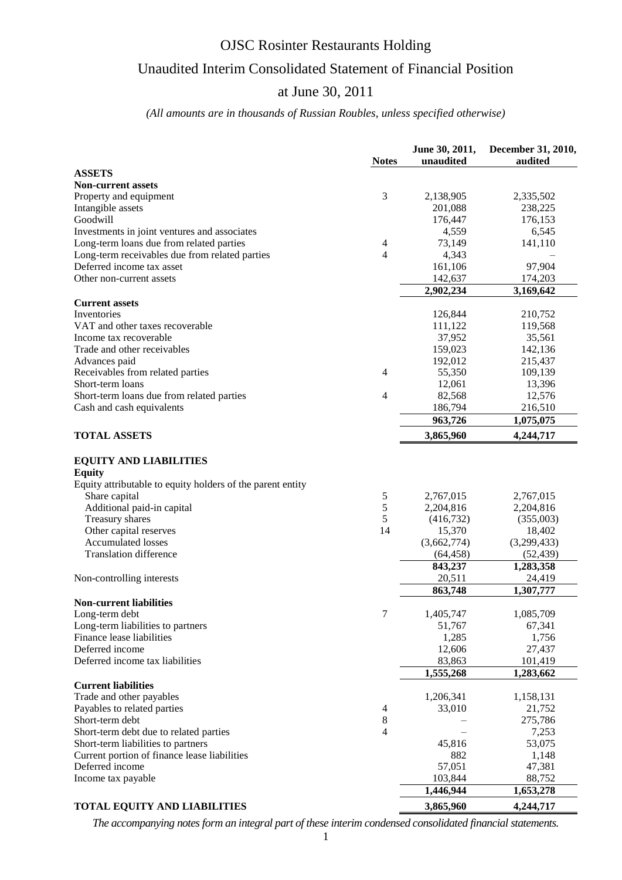# OJSC Rosinter Restaurants Holding

## Unaudited Interim Consolidated Statement of Financial Position

## at June 30, 2011

*(All amounts are in thousands of Russian Roubles, unless specified otherwise)*

| | Notes | June 30, 2011, unaudited | December 31, 2010, audited |
|---|---|---|---|
| **ASSETS** | | | |
| **Non-current assets** | | | |
| Property and equipment | 3 | 2,138,905 | 2,335,502 |
| Intangible assets | | 201,088 | 238,225 |
| Goodwill | | 176,447 | 176,153 |
| Investments in joint ventures and associates | | 4,559 | 6,545 |
| Long-term loans due from related parties | 4 | 73,149 | 141,110 |
| Long-term receivables due from related parties | 4 | 4,343 | – |
| Deferred income tax asset | | 161,106 | 97,904 |
| Other non-current assets | | 142,637 | 174,203 |
| | | **2,902,234** | **3,169,642** |
| **Current assets** | | | |
| Inventories | | 126,844 | 210,752 |
| VAT and other taxes recoverable | | 111,122 | 119,568 |
| Income tax recoverable | | 37,952 | 35,561 |
| Trade and other receivables | | 159,023 | 142,136 |
| Advances paid | | 192,012 | 215,437 |
| Receivables from related parties | 4 | 55,350 | 109,139 |
| Short-term loans | | 12,061 | 13,396 |
| Short-term loans due from related parties | 4 | 82,568 | 12,576 |
| Cash and cash equivalents | | 186,794 | 216,510 |
| | | **963,726** | **1,075,075** |
| **TOTAL ASSETS** | | **3,865,960** | **4,244,717** |
| **EQUITY AND LIABILITIES** | | | |
| **Equity** | | | |
| Equity attributable to equity holders of the parent entity | | | |
| Share capital | 5 | 2,767,015 | 2,767,015 |
| Additional paid-in capital | 5 | 2,204,816 | 2,204,816 |
| Treasury shares | 5 | (416,732) | (355,003) |
| Other capital reserves | 14 | 15,370 | 18,402 |
| Accumulated losses | | (3,662,774) | (3,299,433) |
| Translation difference | | (64,458) | (52,439) |
| | | **843,237** | **1,283,358** |
| Non-controlling interests | | 20,511 | 24,419 |
| | | **863,748** | **1,307,777** |
| **Non-current liabilities** | | | |
| Long-term debt | 7 | 1,405,747 | 1,085,709 |
| Long-term liabilities to partners | | 51,767 | 67,341 |
| Finance lease liabilities | | 1,285 | 1,756 |
| Deferred income | | 12,606 | 27,437 |
| Deferred income tax liabilities | | 83,863 | 101,419 |
| | | **1,555,268** | **1,283,662** |
| **Current liabilities** | | | |
| Trade and other payables | | 1,206,341 | 1,158,131 |
| Payables to related parties | 4 | 33,010 | 21,752 |
| Short-term debt | 8 | – | 275,786 |
| Short-term debt due to related parties | 4 | – | 7,253 |
| Short-term liabilities to partners | | 45,816 | 53,075 |
| Current portion of finance lease liabilities | | 882 | 1,148 |
| Deferred income | | 57,051 | 47,381 |
| Income tax payable | | 103,844 | 88,752 |
| | | **1,446,944** | **1,653,278** |
| **TOTAL EQUITY AND LIABILITIES** | | **3,865,960** | **4,244,717** |

*The accompanying notes form an integral part of these interim condensed consolidated financial statements.*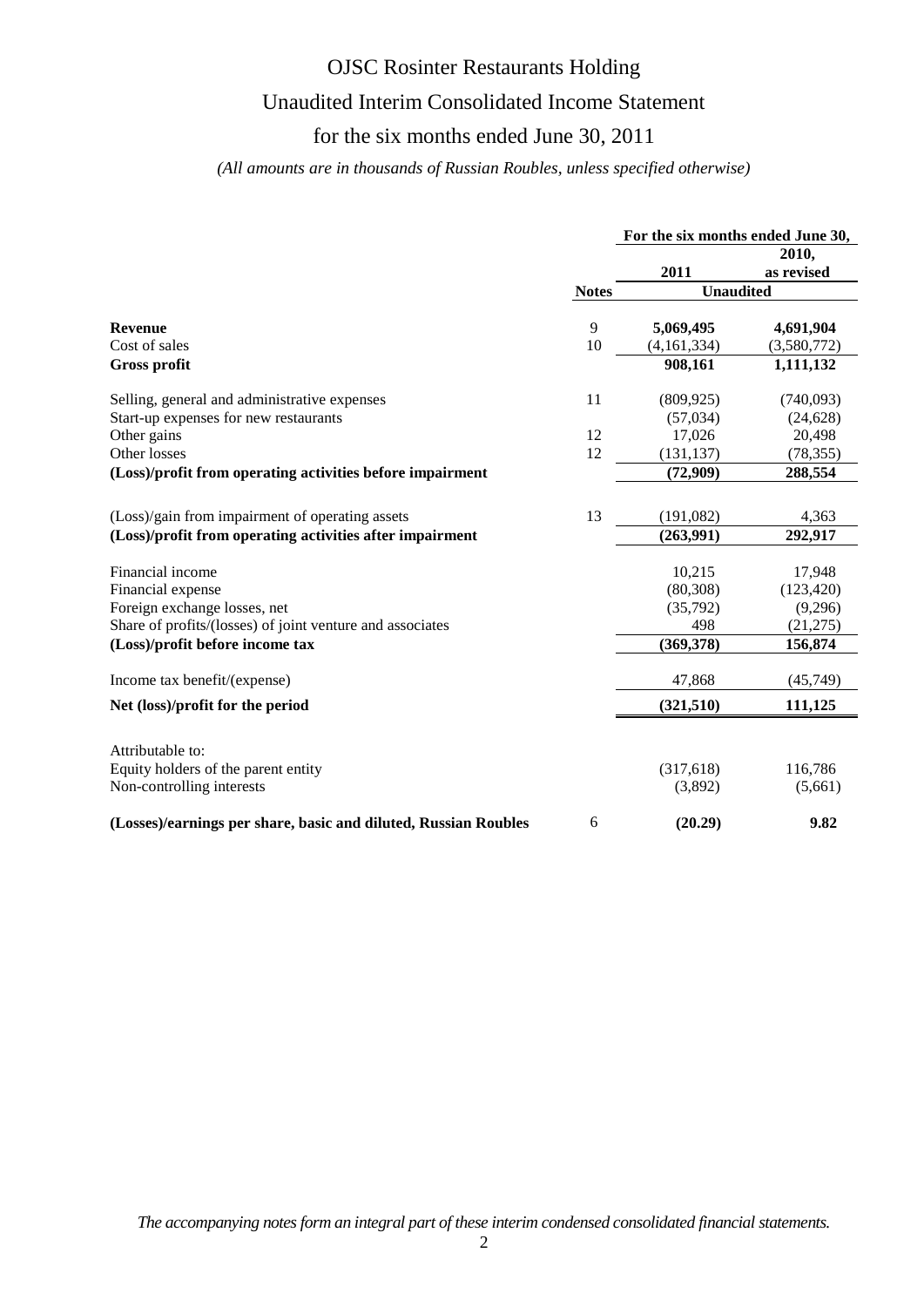# OJSC Rosinter Restaurants Holding

## Unaudited Interim Consolidated Income Statement

## for the six months ended June 30, 2011

*(All amounts are in thousands of Russian Roubles, unless specified otherwise)*

| | | For the six months ended June 30, | |
|---|---|---|---|
| | | 2011 | 2010, as revised |
| | Notes | Unaudited | |
| **Revenue** | 9 | **5,069,495** | **4,691,904** |
| Cost of sales | 10 | (4,161,334) | (3,580,772) |
| **Gross profit** | | **908,161** | **1,111,132** |
| Selling, general and administrative expenses | 11 | (809,925) | (740,093) |
| Start-up expenses for new restaurants | | (57,034) | (24,628) |
| Other gains | 12 | 17,026 | 20,498 |
| Other losses | 12 | (131,137) | (78,355) |
| **(Loss)/profit from operating activities before impairment** | | **(72,909)** | **288,554** |
| (Loss)/gain from impairment of operating assets | 13 | (191,082) | 4,363 |
| **(Loss)/profit from operating activities after impairment** | | **(263,991)** | **292,917** |
| Financial income | | 10,215 | 17,948 |
| Financial expense | | (80,308) | (123,420) |
| Foreign exchange losses, net | | (35,792) | (9,296) |
| Share of profits/(losses) of joint venture and associates | | 498 | (21,275) |
| **(Loss)/profit before income tax** | | **(369,378)** | **156,874** |
| Income tax benefit/(expense) | | 47,868 | (45,749) |
| **Net (loss)/profit for the period** | | **(321,510)** | **111,125** |
| Attributable to: | | | |
| Equity holders of the parent entity | | (317,618) | 116,786 |
| Non-controlling interests | | (3,892) | (5,661) |
| **(Losses)/earnings per share, basic and diluted, Russian Roubles** | 6 | **(20.29)** | **9.82** |

*The accompanying notes form an integral part of these interim condensed consolidated financial statements.*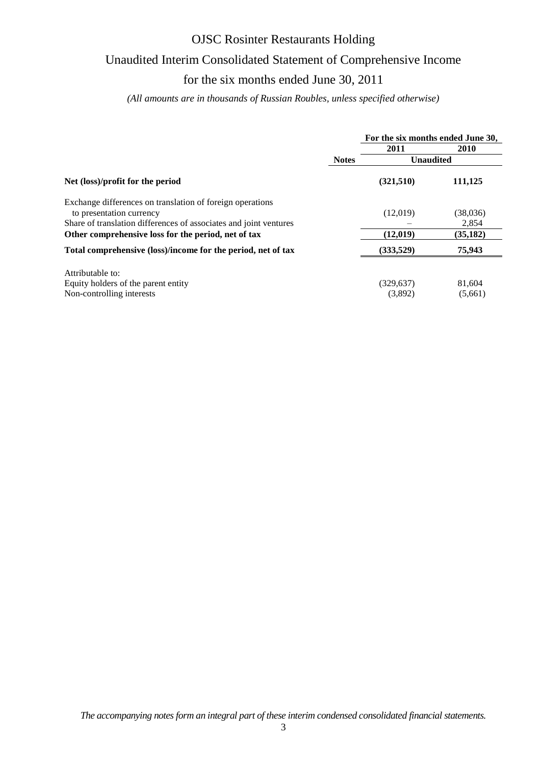# OJSC Rosinter Restaurants Holding

## Unaudited Interim Consolidated Statement of Comprehensive Income

## for the six months ended June 30, 2011

*(All amounts are in thousands of Russian Roubles, unless specified otherwise)*

| | Notes | For the six months ended June 30, 2011 | 2010 |
|---|---|---|---|
| | | **Unaudited** | |
| **Net (loss)/profit for the period** | | **(321,510)** | **111,125** |
| Exchange differences on translation of foreign operations to presentation currency | | (12,019) | (38,036) |
| Share of translation differences of associates and joint ventures | | – | 2,854 |
| **Other comprehensive loss for the period, net of tax** | | **(12,019)** | **(35,182)** |
| **Total comprehensive (loss)/income for the period, net of tax** | | **(333,529)** | **75,943** |
| Attributable to: | | | |
| Equity holders of the parent entity | | (329,637) | 81,604 |
| Non-controlling interests | | (3,892) | (5,661) |

*The accompanying notes form an integral part of these interim condensed consolidated financial statements.*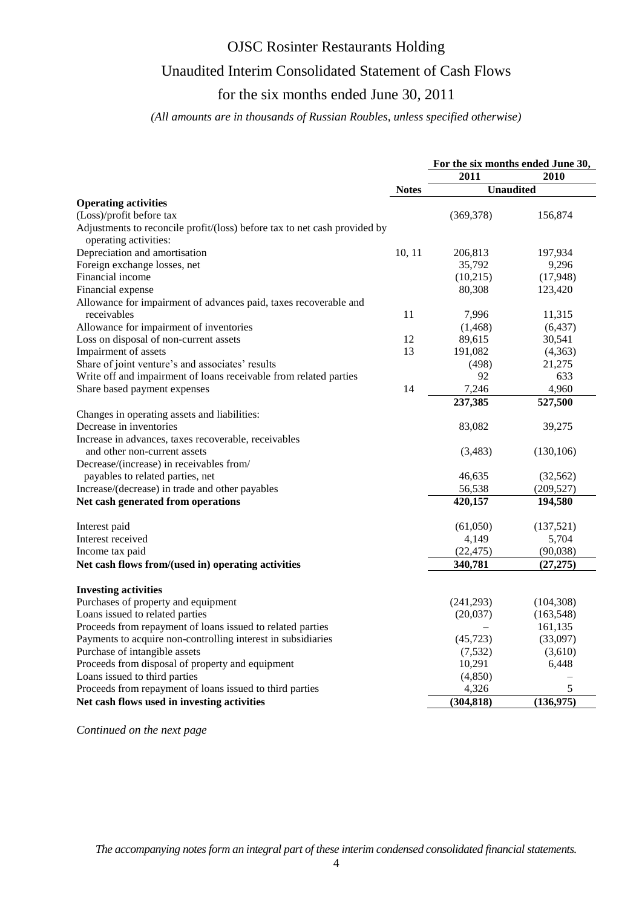# OJSC Rosinter Restaurants Holding

## Unaudited Interim Consolidated Statement of Cash Flows

## for the six months ended June 30, 2011

*(All amounts are in thousands of Russian Roubles, unless specified otherwise)*

| | Notes | For the six months ended June 30, 2011 | 2010 |
|---|---|---|---|
| | | **Unaudited** | |
| **Operating activities** | | | |
| (Loss)/profit before tax | | (369,378) | 156,874 |
| Adjustments to reconcile profit/(loss) before tax to net cash provided by operating activities: | | | |
| Depreciation and amortisation | 10, 11 | 206,813 | 197,934 |
| Foreign exchange losses, net | | 35,792 | 9,296 |
| Financial income | | (10,215) | (17,948) |
| Financial expense | | 80,308 | 123,420 |
| Allowance for impairment of advances paid, taxes recoverable and receivables | 11 | 7,996 | 11,315 |
| Allowance for impairment of inventories | | (1,468) | (6,437) |
| Loss on disposal of non-current assets | 12 | 89,615 | 30,541 |
| Impairment of assets | 13 | 191,082 | (4,363) |
| Share of joint venture's and associates' results | | (498) | 21,275 |
| Write off and impairment of loans receivable from related parties | | 92 | 633 |
| Share based payment expenses | 14 | 7,246 | 4,960 |
| | | **237,385** | **527,500** |
| Changes in operating assets and liabilities: | | | |
| Decrease in inventories | | 83,082 | 39,275 |
| Increase in advances, taxes recoverable, receivables and other non-current assets | | (3,483) | (130,106) |
| Decrease/(increase) in receivables from/ payables to related parties, net | | 46,635 | (32,562) |
| Increase/(decrease) in trade and other payables | | 56,538 | (209,527) |
| **Net cash generated from operations** | | **420,157** | **194,580** |
| Interest paid | | (61,050) | (137,521) |
| Interest received | | 4,149 | 5,704 |
| Income tax paid | | (22,475) | (90,038) |
| **Net cash flows from/(used in) operating activities** | | **340,781** | **(27,275)** |
| **Investing activities** | | | |
| Purchases of property and equipment | | (241,293) | (104,308) |
| Loans issued to related parties | | (20,037) | (163,548) |
| Proceeds from repayment of loans issued to related parties | | – | 161,135 |
| Payments to acquire non-controlling interest in subsidiaries | | (45,723) | (33,097) |
| Purchase of intangible assets | | (7,532) | (3,610) |
| Proceeds from disposal of property and equipment | | 10,291 | 6,448 |
| Loans issued to third parties | | (4,850) | – |
| Proceeds from repayment of loans issued to third parties | | 4,326 | 5 |
| **Net cash flows used in investing activities** | | **(304,818)** | **(136,975)** |

*Continued on the next page*

*The accompanying notes form an integral part of these interim condensed consolidated financial statements.*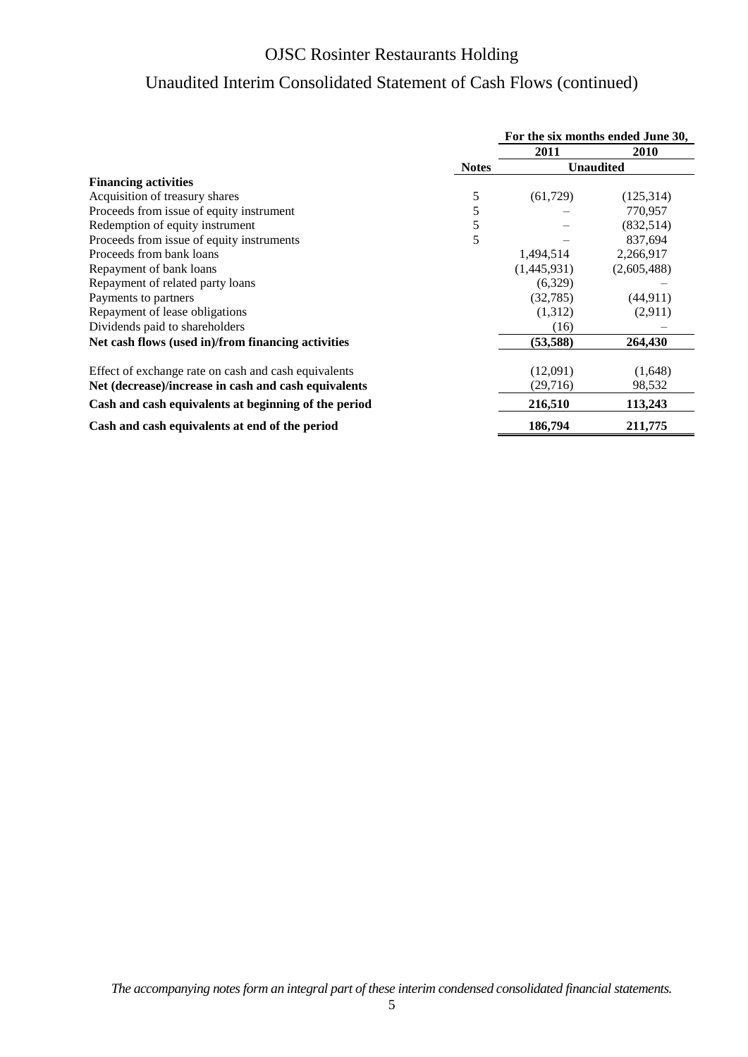# OJSC Rosinter Restaurants Holding

## Unaudited Interim Consolidated Statement of Cash Flows (continued)

| | | For the six months ended June 30, | |
|---|---|---|---|
| | | 2011 | 2010 |
| | Notes | Unaudited | |
| **Financing activities** | | | |
| Acquisition of treasury shares | 5 | (61,729) | (125,314) |
| Proceeds from issue of equity instrument | 5 | – | 770,957 |
| Redemption of equity instrument | 5 | – | (832,514) |
| Proceeds from issue of equity instruments | 5 | – | 837,694 |
| Proceeds from bank loans | | 1,494,514 | 2,266,917 |
| Repayment of bank loans | | (1,445,931) | (2,605,488) |
| Repayment of related party loans | | (6,329) | – |
| Payments to partners | | (32,785) | (44,911) |
| Repayment of lease obligations | | (1,312) | (2,911) |
| Dividends paid to shareholders | | (16) | – |
| **Net cash flows (used in)/from financing activities** | | **(53,588)** | **264,430** |
| Effect of exchange rate on cash and cash equivalents | | (12,091) | (1,648) |
| **Net (decrease)/increase in cash and cash equivalents** | | (29,716) | 98,532 |
| **Cash and cash equivalents at beginning of the period** | | **216,510** | **113,243** |
| **Cash and cash equivalents at end of the period** | | **186,794** | **211,775** |

*The accompanying notes form an integral part of these interim condensed consolidated financial statements.*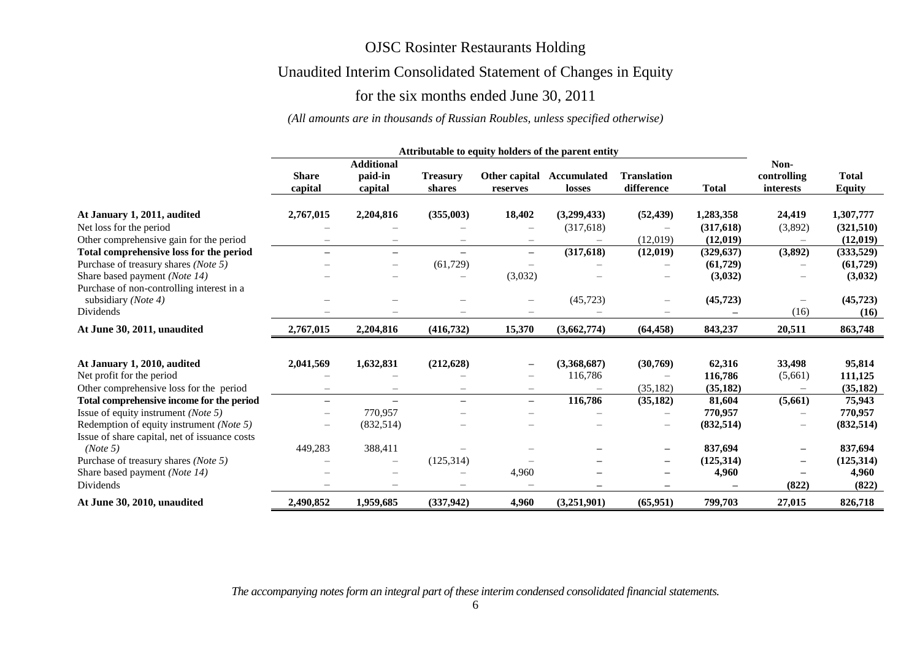# OJSC Rosinter Restaurants Holding

## Unaudited Interim Consolidated Statement of Changes in Equity

## for the six months ended June 30, 2011

*(All amounts are in thousands of Russian Roubles, unless specified otherwise)*

| | Attributable to equity holders of the parent entity | | | | | | | | |
|---|---|---|---|---|---|---|---|---|---|
| | **Share capital** | **Additional paid-in capital** | **Treasury shares** | **Other capital reserves** | **Accumulated losses** | **Translation difference** | **Total** | **Non-controlling interests** | **Total Equity** |
| **At January 1, 2011, audited** | **2,767,015** | **2,204,816** | **(355,003)** | **18,402** | **(3,299,433)** | **(52,439)** | **1,283,358** | **24,419** | **1,307,777** |
| Net loss for the period | – | – | – | – | (317,618) | – | **(317,618)** | (3,892) | **(321,510)** |
| Other comprehensive gain for the period | – | – | – | – | – | (12,019) | **(12,019)** | – | **(12,019)** |
| **Total comprehensive loss for the period** | **–** | **–** | **–** | **–** | **(317,618)** | **(12,019)** | **(329,637)** | **(3,892)** | **(333,529)** |
| Purchase of treasury shares *(Note 5)* | – | – | (61,729) | – | – | – | **(61,729)** | – | **(61,729)** |
| Share based payment *(Note 14)* | – | – | – | (3,032) | – | – | **(3,032)** | – | **(3,032)** |
| Purchase of non-controlling interest in a subsidiary *(Note 4)* | – | – | – | – | (45,723) | – | **(45,723)** | – | **(45,723)** |
| Dividends | – | – | – | – | – | – | **–** | (16) | **(16)** |
| **At June 30, 2011, unaudited** | **2,767,015** | **2,204,816** | **(416,732)** | **15,370** | **(3,662,774)** | **(64,458)** | **843,237** | **20,511** | **863,748** |
| | | | | | | | | | |
| **At January 1, 2010, audited** | **2,041,569** | **1,632,831** | **(212,628)** | **–** | **(3,368,687)** | **(30,769)** | **62,316** | **33,498** | **95,814** |
| Net profit for the period | – | – | – | – | 116,786 | – | **116,786** | (5,661) | **111,125** |
| Other comprehensive loss for the period | – | – | – | – | – | (35,182) | **(35,182)** | – | **(35,182)** |
| **Total comprehensive income for the period** | **–** | **–** | **–** | **–** | **116,786** | **(35,182)** | **81,604** | **(5,661)** | **75,943** |
| Issue of equity instrument *(Note 5)* | – | 770,957 | – | – | – | – | **770,957** | – | **770,957** |
| Redemption of equity instrument *(Note 5)* | – | (832,514) | – | – | – | – | **(832,514)** | – | **(832,514)** |
| Issue of share capital, net of issuance costs *(Note 5)* | 449,283 | 388,411 | – | – | **–** | **–** | **837,694** | **–** | **837,694** |
| Purchase of treasury shares *(Note 5)* | – | – | (125,314) | – | **–** | **–** | **(125,314)** | **–** | **(125,314)** |
| Share based payment *(Note 14)* | – | – | – | 4,960 | **–** | **–** | **4,960** | **–** | **4,960** |
| Dividends | – | – | – | – | **–** | **–** | **–** | **(822)** | **(822)** |
| **At June 30, 2010, unaudited** | **2,490,852** | **1,959,685** | **(337,942)** | **4,960** | **(3,251,901)** | **(65,951)** | **799,703** | **27,015** | **826,718** |

*The accompanying notes form an integral part of these interim condensed consolidated financial statements.*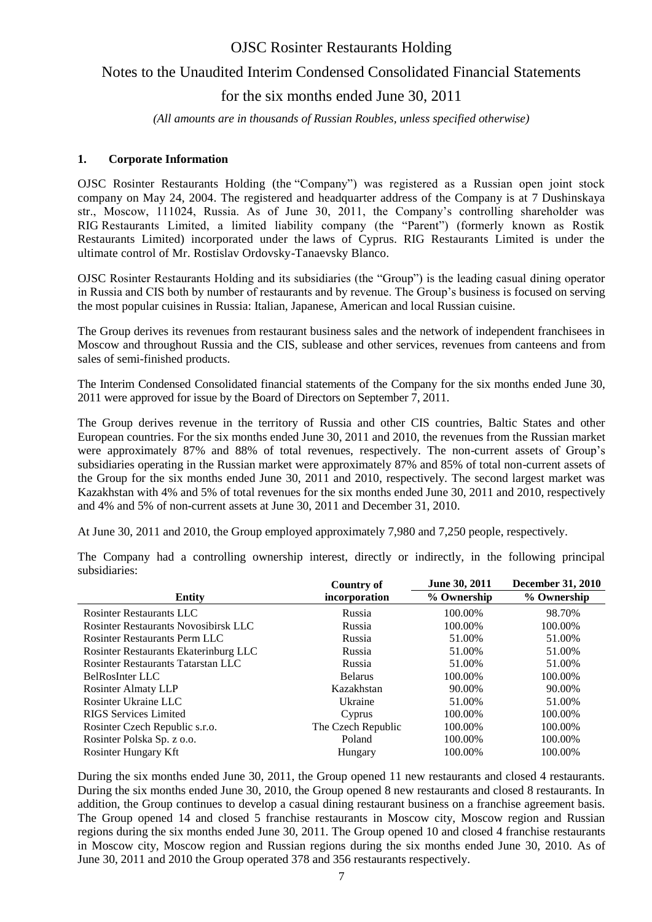## 1. Corporate Information

OJSC Rosinter Restaurants Holding (the "Company") was registered as a Russian open joint stock company on May 24, 2004. The registered and headquarter address of the Company is at 7 Dushinskaya str., Moscow, 111024, Russia. As of June 30, 2011, the Company's controlling shareholder was RIG Restaurants Limited, a limited liability company (the "Parent") (formerly known as Rostik Restaurants Limited) incorporated under the laws of Cyprus. RIG Restaurants Limited is under the ultimate control of Mr. Rostislav Ordovsky-Tanaevsky Blanco.

OJSC Rosinter Restaurants Holding and its subsidiaries (the "Group") is the leading casual dining operator in Russia and CIS both by number of restaurants and by revenue. The Group's business is focused on serving the most popular cuisines in Russia: Italian, Japanese, American and local Russian cuisine.

The Group derives its revenues from restaurant business sales and the network of independent franchisees in Moscow and throughout Russia and the CIS, sublease and other services, revenues from canteens and from sales of semi-finished products.

The Interim Condensed Consolidated financial statements of the Company for the six months ended June 30, 2011 were approved for issue by the Board of Directors on September 7, 2011.

The Group derives revenue in the territory of Russia and other CIS countries, Baltic States and other European countries. For the six months ended June 30, 2011 and 2010, the revenues from the Russian market were approximately 87% and 88% of total revenues, respectively. The non-current assets of Group's subsidiaries operating in the Russian market were approximately 87% and 85% of total non-current assets of the Group for the six months ended June 30, 2011 and 2010, respectively. The second largest market was Kazakhstan with 4% and 5% of total revenues for the six months ended June 30, 2011 and 2010, respectively and 4% and 5% of non-current assets at June 30, 2011 and December 31, 2010.

At June 30, 2011 and 2010, the Group employed approximately 7,980 and 7,250 people, respectively.

The Company had a controlling ownership interest, directly or indirectly, in the following principal subsidiaries:

| Entity | Country of incorporation | June 30, 2011 % Ownership | December 31, 2010 % Ownership |
|---|---|---|---|
| Rosinter Restaurants LLC | Russia | 100.00% | 98.70% |
| Rosinter Restaurants Novosibirsk LLC | Russia | 100.00% | 100.00% |
| Rosinter Restaurants Perm LLC | Russia | 51.00% | 51.00% |
| Rosinter Restaurants Ekaterinburg LLC | Russia | 51.00% | 51.00% |
| Rosinter Restaurants Tatarstan LLC | Russia | 51.00% | 51.00% |
| BelRosInter LLC | Belarus | 100.00% | 100.00% |
| Rosinter Almaty LLP | Kazakhstan | 90.00% | 90.00% |
| Rosinter Ukraine LLC | Ukraine | 51.00% | 51.00% |
| RIGS Services Limited | Cyprus | 100.00% | 100.00% |
| Rosinter Czech Republic s.r.o. | The Czech Republic | 100.00% | 100.00% |
| Rosinter Polska Sp. z o.o. | Poland | 100.00% | 100.00% |
| Rosinter Hungary Kft | Hungary | 100.00% | 100.00% |

During the six months ended June 30, 2011, the Group opened 11 new restaurants and closed 4 restaurants. During the six months ended June 30, 2010, the Group opened 8 new restaurants and closed 8 restaurants. In addition, the Group continues to develop a casual dining restaurant business on a franchise agreement basis. The Group opened 14 and closed 5 franchise restaurants in Moscow city, Moscow region and Russian regions during the six months ended June 30, 2011. The Group opened 10 and closed 4 franchise restaurants in Moscow city, Moscow region and Russian regions during the six months ended June 30, 2010. As of June 30, 2011 and 2010 the Group operated 378 and 356 restaurants respectively.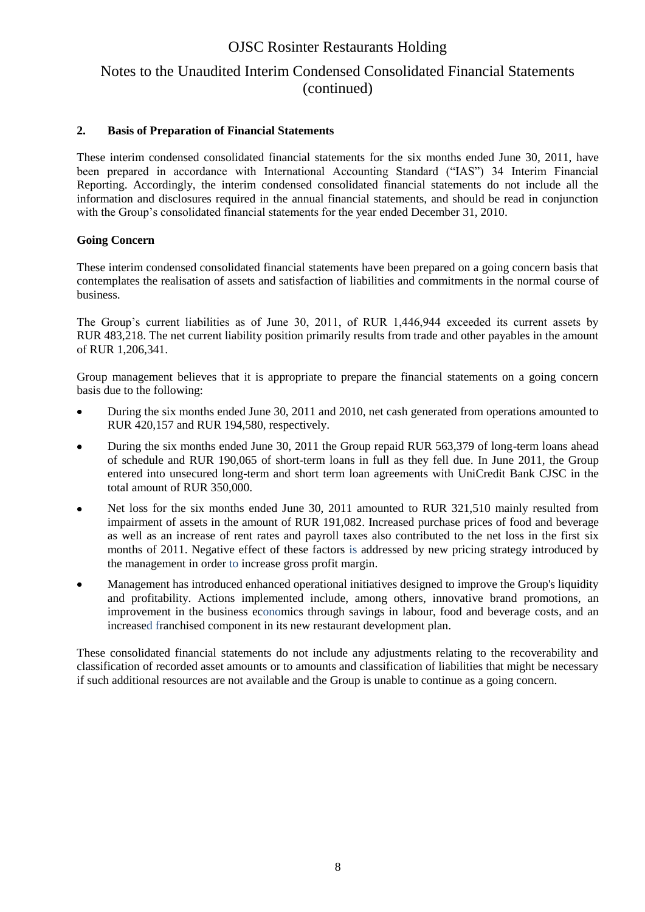## 2. Basis of Preparation of Financial Statements

These interim condensed consolidated financial statements for the six months ended June 30, 2011, have been prepared in accordance with International Accounting Standard ("IAS") 34 Interim Financial Reporting. Accordingly, the interim condensed consolidated financial statements do not include all the information and disclosures required in the annual financial statements, and should be read in conjunction with the Group's consolidated financial statements for the year ended December 31, 2010.

### Going Concern

These interim condensed consolidated financial statements have been prepared on a going concern basis that contemplates the realisation of assets and satisfaction of liabilities and commitments in the normal course of business.

The Group's current liabilities as of June 30, 2011, of RUR 1,446,944 exceeded its current assets by RUR 483,218. The net current liability position primarily results from trade and other payables in the amount of RUR 1,206,341.

Group management believes that it is appropriate to prepare the financial statements on a going concern basis due to the following:

- During the six months ended June 30, 2011 and 2010, net cash generated from operations amounted to RUR 420,157 and RUR 194,580, respectively.
- During the six months ended June 30, 2011 the Group repaid RUR 563,379 of long-term loans ahead of schedule and RUR 190,065 of short-term loans in full as they fell due. In June 2011, the Group entered into unsecured long-term and short term loan agreements with UniCredit Bank CJSC in the total amount of RUR 350,000.
- Net loss for the six months ended June 30, 2011 amounted to RUR 321,510 mainly resulted from impairment of assets in the amount of RUR 191,082. Increased purchase prices of food and beverage as well as an increase of rent rates and payroll taxes also contributed to the net loss in the first six months of 2011. Negative effect of these factors is addressed by new pricing strategy introduced by the management in order to increase gross profit margin.
- Management has introduced enhanced operational initiatives designed to improve the Group's liquidity and profitability. Actions implemented include, among others, innovative brand promotions, an improvement in the business economics through savings in labour, food and beverage costs, and an increased franchised component in its new restaurant development plan.

These consolidated financial statements do not include any adjustments relating to the recoverability and classification of recorded asset amounts or to amounts and classification of liabilities that might be necessary if such additional resources are not available and the Group is unable to continue as a going concern.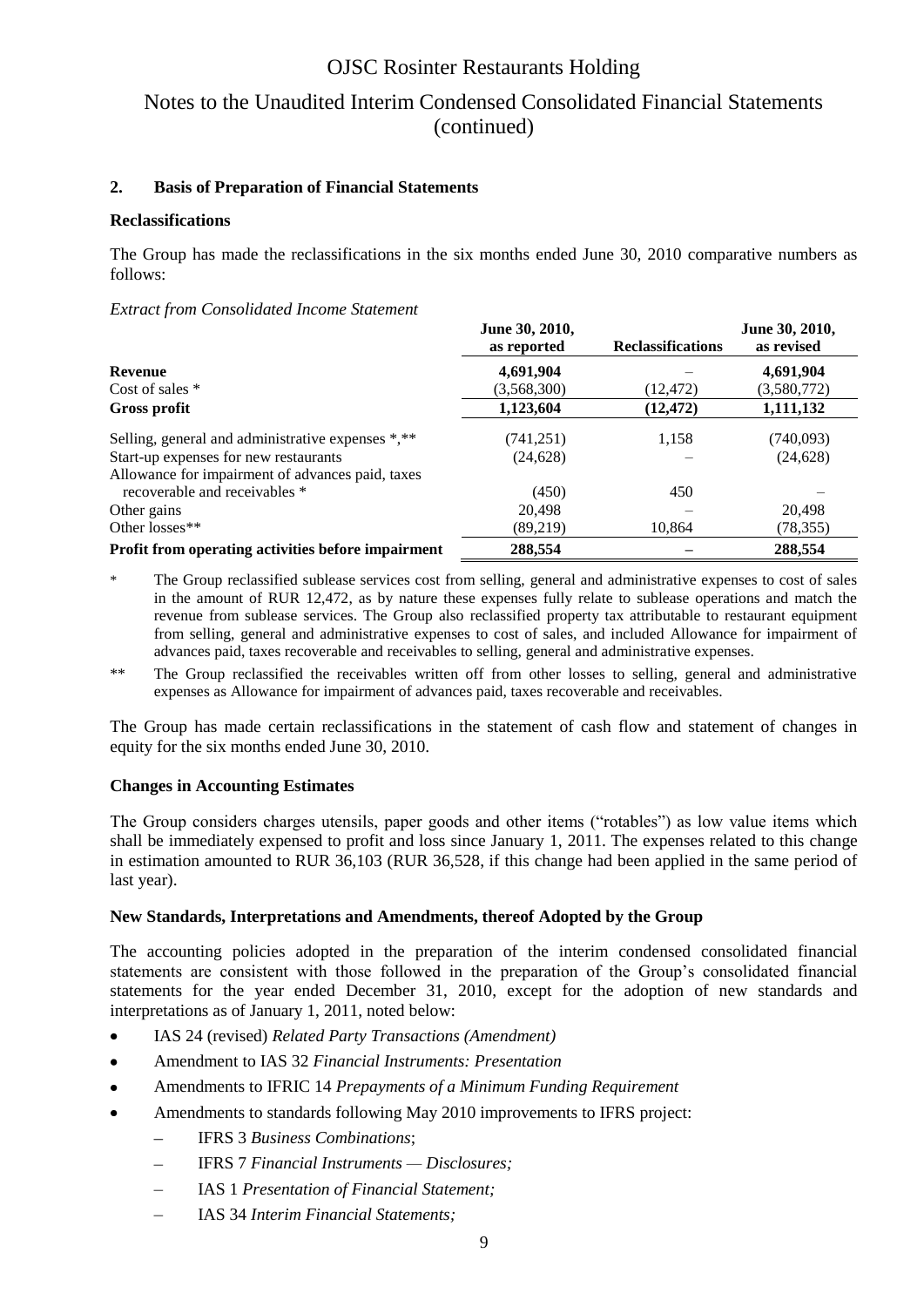## 2. Basis of Preparation of Financial Statements

### Reclassifications

The Group has made the reclassifications in the six months ended June 30, 2010 comparative numbers as follows:

*Extract from Consolidated Income Statement*

| | June 30, 2010, as reported | Reclassifications | June 30, 2010, as revised |
|---|---|---|---|
| **Revenue** | **4,691,904** | – | **4,691,904** |
| Cost of sales * | (3,568,300) | (12,472) | (3,580,772) |
| **Gross profit** | **1,123,604** | **(12,472)** | **1,111,132** |
| Selling, general and administrative expenses *,** | (741,251) | 1,158 | (740,093) |
| Start-up expenses for new restaurants | (24,628) | – | (24,628) |
| Allowance for impairment of advances paid, taxes recoverable and receivables * | (450) | 450 | – |
| Other gains | 20,498 | – | 20,498 |
| Other losses** | (89,219) | 10,864 | (78,355) |
| **Profit from operating activities before impairment** | **288,554** | **–** | **288,554** |

\* The Group reclassified sublease services cost from selling, general and administrative expenses to cost of sales in the amount of RUR 12,472, as by nature these expenses fully relate to sublease operations and match the revenue from sublease services. The Group also reclassified property tax attributable to restaurant equipment from selling, general and administrative expenses to cost of sales, and included Allowance for impairment of advances paid, taxes recoverable and receivables to selling, general and administrative expenses.

\** The Group reclassified the receivables written off from other losses to selling, general and administrative expenses as Allowance for impairment of advances paid, taxes recoverable and receivables.

The Group has made certain reclassifications in the statement of cash flow and statement of changes in equity for the six months ended June 30, 2010.

### Changes in Accounting Estimates

The Group considers charges utensils, paper goods and other items ("rotables") as low value items which shall be immediately expensed to profit and loss since January 1, 2011. The expenses related to this change in estimation amounted to RUR 36,103 (RUR 36,528, if this change had been applied in the same period of last year).

### New Standards, Interpretations and Amendments, thereof Adopted by the Group

The accounting policies adopted in the preparation of the interim condensed consolidated financial statements are consistent with those followed in the preparation of the Group's consolidated financial statements for the year ended December 31, 2010, except for the adoption of new standards and interpretations as of January 1, 2011, noted below:

- IAS 24 (revised) *Related Party Transactions (Amendment)*
- Amendment to IAS 32 *Financial Instruments: Presentation*
- Amendments to IFRIC 14 *Prepayments of a Minimum Funding Requirement*
- Amendments to standards following May 2010 improvements to IFRS project:
  - IFRS 3 *Business Combinations*;
  - IFRS 7 *Financial Instruments — Disclosures;*
  - IAS 1 *Presentation of Financial Statement;*
  - IAS 34 *Interim Financial Statements;*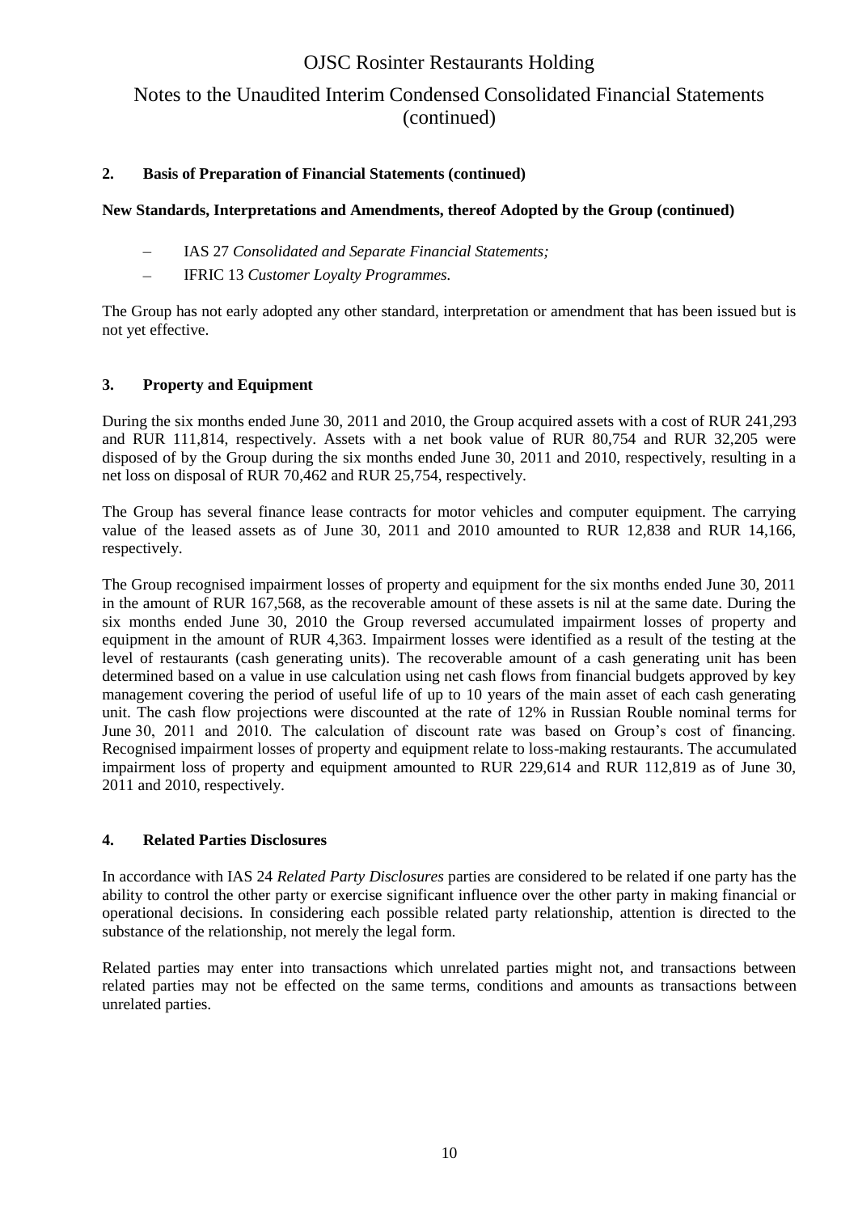## 2. Basis of Preparation of Financial Statements (continued)

**New Standards, Interpretations and Amendments, thereof Adopted by the Group (continued)**

- IAS 27 *Consolidated and Separate Financial Statements;*
- IFRIC 13 *Customer Loyalty Programmes.*

The Group has not early adopted any other standard, interpretation or amendment that has been issued but is not yet effective.

## 3. Property and Equipment

During the six months ended June 30, 2011 and 2010, the Group acquired assets with a cost of RUR 241,293 and RUR 111,814, respectively. Assets with a net book value of RUR 80,754 and RUR 32,205 were disposed of by the Group during the six months ended June 30, 2011 and 2010, respectively, resulting in a net loss on disposal of RUR 70,462 and RUR 25,754, respectively.

The Group has several finance lease contracts for motor vehicles and computer equipment. The carrying value of the leased assets as of June 30, 2011 and 2010 amounted to RUR 12,838 and RUR 14,166, respectively.

The Group recognised impairment losses of property and equipment for the six months ended June 30, 2011 in the amount of RUR 167,568, as the recoverable amount of these assets is nil at the same date. During the six months ended June 30, 2010 the Group reversed accumulated impairment losses of property and equipment in the amount of RUR 4,363. Impairment losses were identified as a result of the testing at the level of restaurants (cash generating units). The recoverable amount of a cash generating unit has been determined based on a value in use calculation using net cash flows from financial budgets approved by key management covering the period of useful life of up to 10 years of the main asset of each cash generating unit. The cash flow projections were discounted at the rate of 12% in Russian Rouble nominal terms for June 30, 2011 and 2010. The calculation of discount rate was based on Group's cost of financing. Recognised impairment losses of property and equipment relate to loss-making restaurants. The accumulated impairment loss of property and equipment amounted to RUR 229,614 and RUR 112,819 as of June 30, 2011 and 2010, respectively.

## 4. Related Parties Disclosures

In accordance with IAS 24 *Related Party Disclosures* parties are considered to be related if one party has the ability to control the other party or exercise significant influence over the other party in making financial or operational decisions. In considering each possible related party relationship, attention is directed to the substance of the relationship, not merely the legal form.

Related parties may enter into transactions which unrelated parties might not, and transactions between related parties may not be effected on the same terms, conditions and amounts as transactions between unrelated parties.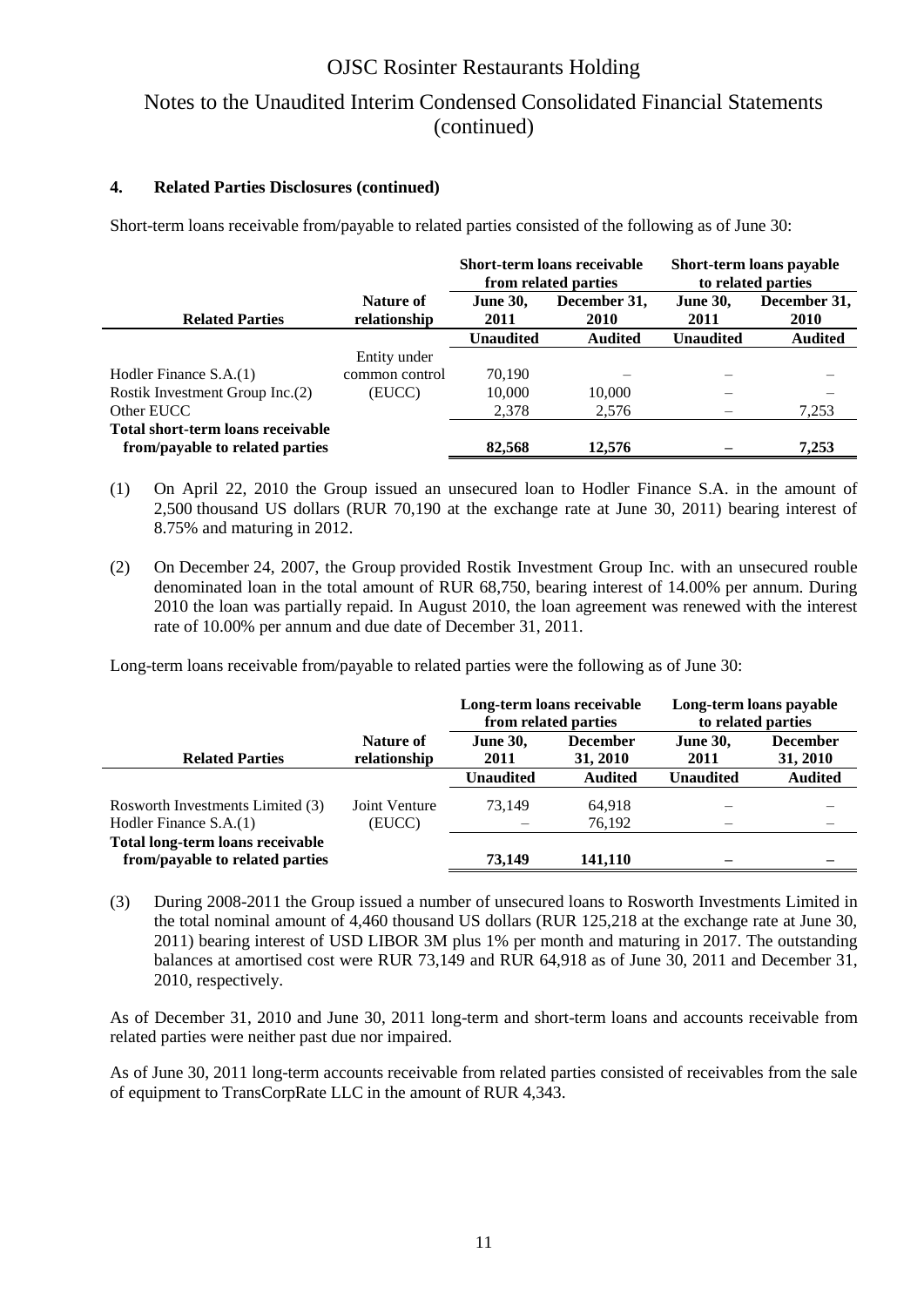### 4. Related Parties Disclosures (continued)

Short-term loans receivable from/payable to related parties consisted of the following as of June 30:

| Related Parties | Nature of relationship | Short-term loans receivable from related parties | | Short-term loans payable to related parties | |
|---|---|---|---|---|---|
| | | June 30, 2011 | December 31, 2010 | June 30, 2011 | December 31, 2010 |
| | | Unaudited | Audited | Unaudited | Audited |
| Hodler Finance S.A.(1) | Entity under common control (EUCC) | 70,190 | – | – | – |
| Rostik Investment Group Inc.(2) | | 10,000 | 10,000 | – | – |
| Other EUCC | | 2,378 | 2,576 | – | 7,253 |
| **Total short-term loans receivable from/payable to related parties** | | **82,568** | **12,576** | **–** | **7,253** |

(1) On April 22, 2010 the Group issued an unsecured loan to Hodler Finance S.A. in the amount of 2,500 thousand US dollars (RUR 70,190 at the exchange rate at June 30, 2011) bearing interest of 8.75% and maturing in 2012.

(2) On December 24, 2007, the Group provided Rostik Investment Group Inc. with an unsecured rouble denominated loan in the total amount of RUR 68,750, bearing interest of 14.00% per annum. During 2010 the loan was partially repaid. In August 2010, the loan agreement was renewed with the interest rate of 10.00% per annum and due date of December 31, 2011.

Long-term loans receivable from/payable to related parties were the following as of June 30:

| Related Parties | Nature of relationship | Long-term loans receivable from related parties | | Long-term loans payable to related parties | |
|---|---|---|---|---|---|
| | | June 30, 2011 | December 31, 2010 | June 30, 2011 | December 31, 2010 |
| | | Unaudited | Audited | Unaudited | Audited |
| Rosworth Investments Limited (3) | Joint Venture | 73,149 | 64,918 | – | – |
| Hodler Finance S.A.(1) | (EUCC) | – | 76,192 | – | – |
| **Total long-term loans receivable from/payable to related parties** | | **73,149** | **141,110** | **–** | **–** |

(3) During 2008-2011 the Group issued a number of unsecured loans to Rosworth Investments Limited in the total nominal amount of 4,460 thousand US dollars (RUR 125,218 at the exchange rate at June 30, 2011) bearing interest of USD LIBOR 3M plus 1% per month and maturing in 2017. The outstanding balances at amortised cost were RUR 73,149 and RUR 64,918 as of June 30, 2011 and December 31, 2010, respectively.

As of December 31, 2010 and June 30, 2011 long-term and short-term loans and accounts receivable from related parties were neither past due nor impaired.

As of June 30, 2011 long-term accounts receivable from related parties consisted of receivables from the sale of equipment to TransCorpRate LLC in the amount of RUR 4,343.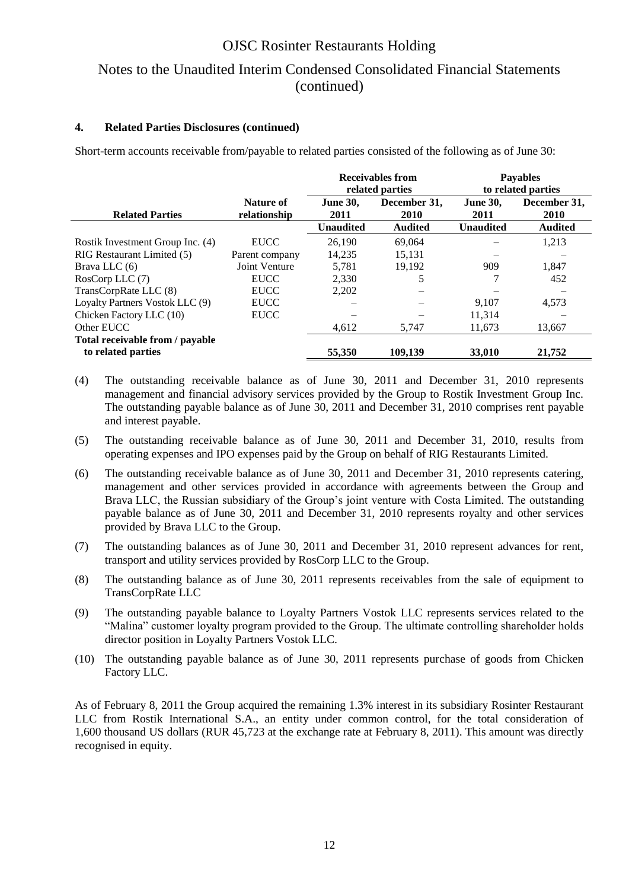## 4. Related Parties Disclosures (continued)

Short-term accounts receivable from/payable to related parties consisted of the following as of June 30:

| Related Parties | Nature of relationship | Receivables from related parties | | Payables to related parties | |
|---|---|---|---|---|---|
| | | June 30, 2011 | December 31, 2010 | June 30, 2011 | December 31, 2010 |
| | | **Unaudited** | **Audited** | **Unaudited** | **Audited** |
| Rostik Investment Group Inc. (4) | EUCC | 26,190 | 69,064 | – | 1,213 |
| RIG Restaurant Limited (5) | Parent company | 14,235 | 15,131 | – | – |
| Brava LLC (6) | Joint Venture | 5,781 | 19,192 | 909 | 1,847 |
| RosCorp LLC (7) | EUCC | 2,330 | 5 | 7 | 452 |
| TransCorpRate LLC (8) | EUCC | 2,202 | – | – | – |
| Loyalty Partners Vostok LLC (9) | EUCC | – | – | 9,107 | 4,573 |
| Chicken Factory LLC (10) | EUCC | – | – | 11,314 | – |
| Other EUCC | | 4,612 | 5,747 | 11,673 | 13,667 |
| **Total receivable from / payable to related parties** | | **55,350** | **109,139** | **33,010** | **21,752** |

(4) The outstanding receivable balance as of June 30, 2011 and December 31, 2010 represents management and financial advisory services provided by the Group to Rostik Investment Group Inc. The outstanding payable balance as of June 30, 2011 and December 31, 2010 comprises rent payable and interest payable.

(5) The outstanding receivable balance as of June 30, 2011 and December 31, 2010, results from operating expenses and IPO expenses paid by the Group on behalf of RIG Restaurants Limited.

(6) The outstanding receivable balance as of June 30, 2011 and December 31, 2010 represents catering, management and other services provided in accordance with agreements between the Group and Brava LLC, the Russian subsidiary of the Group's joint venture with Costa Limited. The outstanding payable balance as of June 30, 2011 and December 31, 2010 represents royalty and other services provided by Brava LLC to the Group.

(7) The outstanding balances as of June 30, 2011 and December 31, 2010 represent advances for rent, transport and utility services provided by RosCorp LLC to the Group.

(8) The outstanding balance as of June 30, 2011 represents receivables from the sale of equipment to TransCorpRate LLC

(9) The outstanding payable balance to Loyalty Partners Vostok LLC represents services related to the "Malina" customer loyalty program provided to the Group. The ultimate controlling shareholder holds director position in Loyalty Partners Vostok LLC.

(10) The outstanding payable balance as of June 30, 2011 represents purchase of goods from Chicken Factory LLC.

As of February 8, 2011 the Group acquired the remaining 1.3% interest in its subsidiary Rosinter Restaurant LLC from Rostik International S.A., an entity under common control, for the total consideration of 1,600 thousand US dollars (RUR 45,723 at the exchange rate at February 8, 2011). This amount was directly recognised in equity.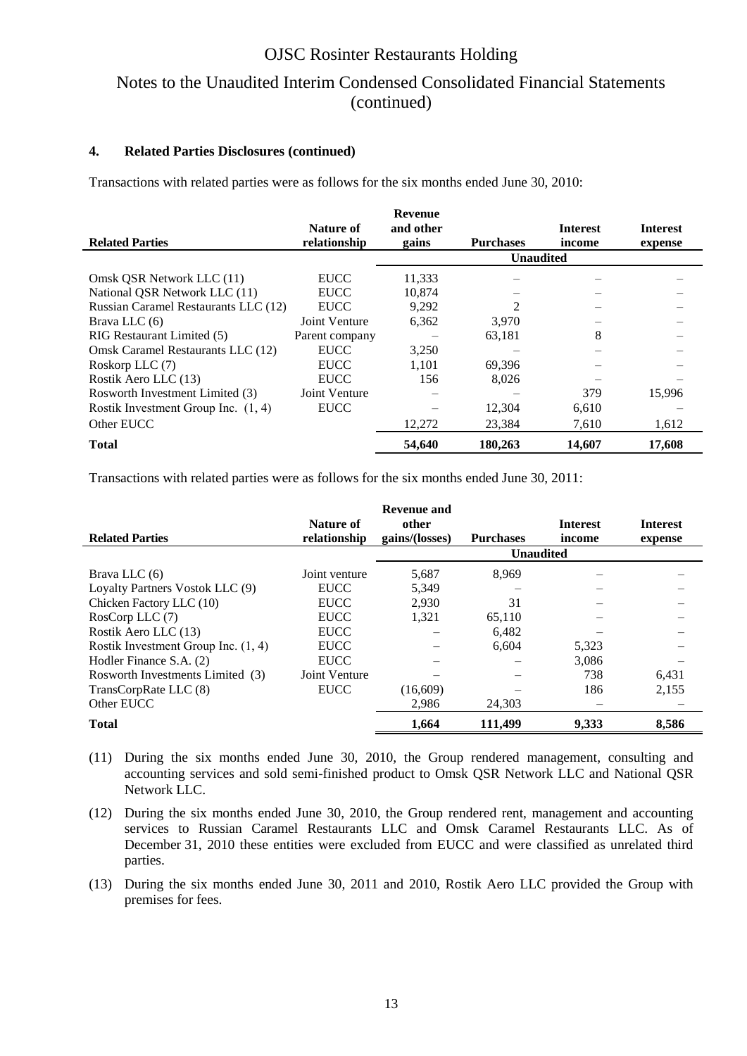## 4. Related Parties Disclosures (continued)

Transactions with related parties were as follows for the six months ended June 30, 2010:

| Related Parties | Nature of relationship | Revenue and other gains | Purchases | Interest income | Interest expense |
|---|---|---|---|---|---|
| | | Unaudited | | | |
| Omsk QSR Network LLC (11) | EUCC | 11,333 | – | – | – |
| National QSR Network LLC (11) | EUCC | 10,874 | – | – | – |
| Russian Caramel Restaurants LLC (12) | EUCC | 9,292 | 2 | – | – |
| Brava LLC (6) | Joint Venture | 6,362 | 3,970 | – | – |
| RIG Restaurant Limited (5) | Parent company | – | 63,181 | 8 | – |
| Omsk Caramel Restaurants LLC (12) | EUCC | 3,250 | – | – | – |
| Roskorp LLC (7) | EUCC | 1,101 | 69,396 | – | – |
| Rostik Aero LLC (13) | EUCC | 156 | 8,026 | – | – |
| Rosworth Investment Limited (3) | Joint Venture | – | – | 379 | 15,996 |
| Rostik Investment Group Inc. (1, 4) | EUCC | – | 12,304 | 6,610 | – |
| Other EUCC | | 12,272 | 23,384 | 7,610 | 1,612 |
| **Total** | | **54,640** | **180,263** | **14,607** | **17,608** |

Transactions with related parties were as follows for the six months ended June 30, 2011:

| Related Parties | Nature of relationship | Revenue and other gains/(losses) | Purchases | Interest income | Interest expense |
|---|---|---|---|---|---|
| | | Unaudited | | | |
| Brava LLC (6) | Joint venture | 5,687 | 8,969 | – | – |
| Loyalty Partners Vostok LLC (9) | EUCC | 5,349 | – | – | – |
| Chicken Factory LLC (10) | EUCC | 2,930 | 31 | – | – |
| RosCorp LLC (7) | EUCC | 1,321 | 65,110 | – | – |
| Rostik Aero LLC (13) | EUCC | – | 6,482 | – | – |
| Rostik Investment Group Inc. (1, 4) | EUCC | – | 6,604 | 5,323 | – |
| Hodler Finance S.A. (2) | EUCC | – | – | 3,086 | – |
| Rosworth Investments Limited (3) | Joint Venture | – | – | 738 | 6,431 |
| TransCorpRate LLC (8) | EUCC | (16,609) | – | 186 | 2,155 |
| Other EUCC | | 2,986 | 24,303 | – | – |
| **Total** | | **1,664** | **111,499** | **9,333** | **8,586** |

(11) During the six months ended June 30, 2010, the Group rendered management, consulting and accounting services and sold semi-finished product to Omsk QSR Network LLC and National QSR Network LLC.

(12) During the six months ended June 30, 2010, the Group rendered rent, management and accounting services to Russian Caramel Restaurants LLC and Omsk Caramel Restaurants LLC. As of December 31, 2010 these entities were excluded from EUCC and were classified as unrelated third parties.

(13) During the six months ended June 30, 2011 and 2010, Rostik Aero LLC provided the Group with premises for fees.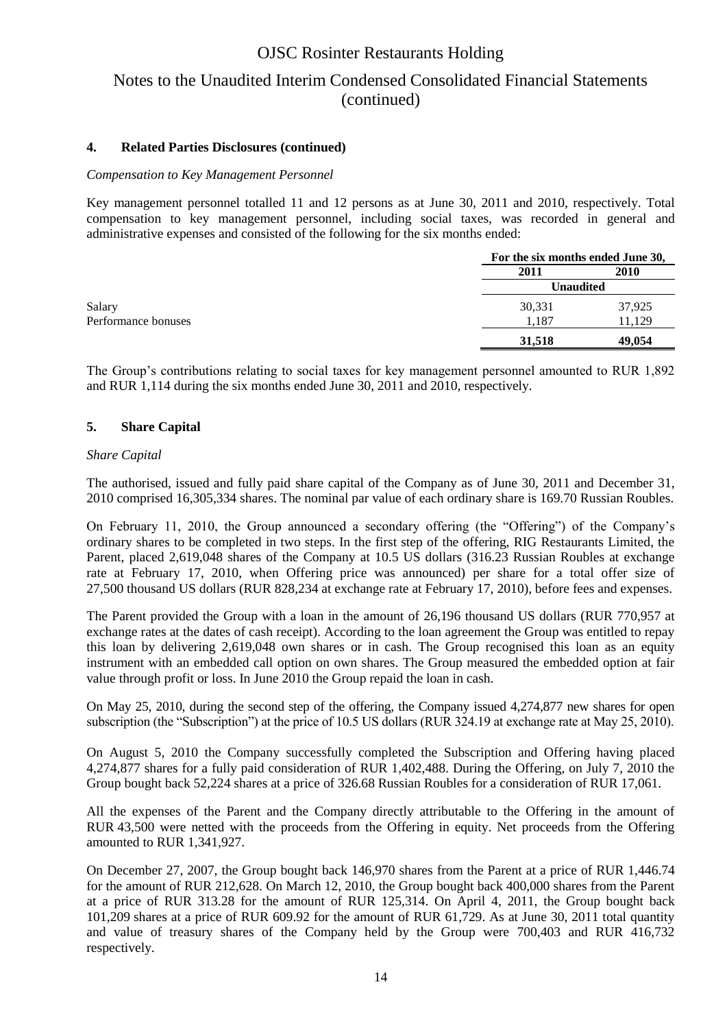### 4. Related Parties Disclosures (continued)

*Compensation to Key Management Personnel*

Key management personnel totalled 11 and 12 persons as at June 30, 2011 and 2010, respectively. Total compensation to key management personnel, including social taxes, was recorded in general and administrative expenses and consisted of the following for the six months ended:

| | For the six months ended June 30, | |
|---|---|---|
| | 2011 | 2010 |
| | Unaudited | |
| Salary | 30,331 | 37,925 |
| Performance bonuses | 1,187 | 11,129 |
| | **31,518** | **49,054** |

The Group's contributions relating to social taxes for key management personnel amounted to RUR 1,892 and RUR 1,114 during the six months ended June 30, 2011 and 2010, respectively.

### 5. Share Capital

*Share Capital*

The authorised, issued and fully paid share capital of the Company as of June 30, 2011 and December 31, 2010 comprised 16,305,334 shares. The nominal par value of each ordinary share is 169.70 Russian Roubles.

On February 11, 2010, the Group announced a secondary offering (the "Offering") of the Company's ordinary shares to be completed in two steps. In the first step of the offering, RIG Restaurants Limited, the Parent, placed 2,619,048 shares of the Company at 10.5 US dollars (316.23 Russian Roubles at exchange rate at February 17, 2010, when Offering price was announced) per share for a total offer size of 27,500 thousand US dollars (RUR 828,234 at exchange rate at February 17, 2010), before fees and expenses.

The Parent provided the Group with a loan in the amount of 26,196 thousand US dollars (RUR 770,957 at exchange rates at the dates of cash receipt). According to the loan agreement the Group was entitled to repay this loan by delivering 2,619,048 own shares or in cash. The Group recognised this loan as an equity instrument with an embedded call option on own shares. The Group measured the embedded option at fair value through profit or loss. In June 2010 the Group repaid the loan in cash.

On May 25, 2010, during the second step of the offering, the Company issued 4,274,877 new shares for open subscription (the "Subscription") at the price of 10.5 US dollars (RUR 324.19 at exchange rate at May 25, 2010).

On August 5, 2010 the Company successfully completed the Subscription and Offering having placed 4,274,877 shares for a fully paid consideration of RUR 1,402,488. During the Offering, on July 7, 2010 the Group bought back 52,224 shares at a price of 326.68 Russian Roubles for a consideration of RUR 17,061.

All the expenses of the Parent and the Company directly attributable to the Offering in the amount of RUR 43,500 were netted with the proceeds from the Offering in equity. Net proceeds from the Offering amounted to RUR 1,341,927.

On December 27, 2007, the Group bought back 146,970 shares from the Parent at a price of RUR 1,446.74 for the amount of RUR 212,628. On March 12, 2010, the Group bought back 400,000 shares from the Parent at a price of RUR 313.28 for the amount of RUR 125,314. On April 4, 2011, the Group bought back 101,209 shares at a price of RUR 609.92 for the amount of RUR 61,729. As at June 30, 2011 total quantity and value of treasury shares of the Company held by the Group were 700,403 and RUR 416,732 respectively.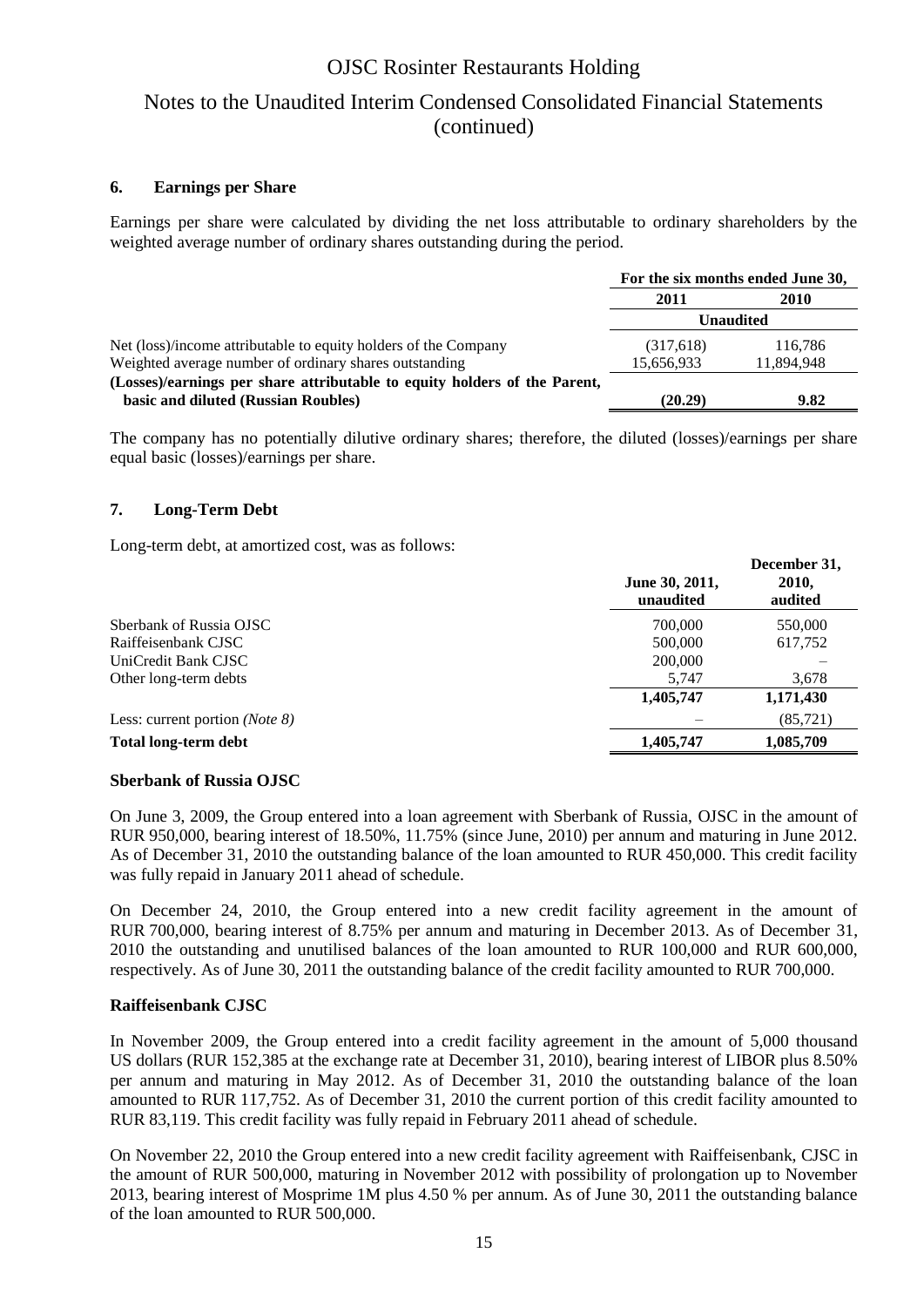## 6. Earnings per Share

Earnings per share were calculated by dividing the net loss attributable to ordinary shareholders by the weighted average number of ordinary shares outstanding during the period.

| | For the six months ended June 30, | |
|---|---|---|
| | **2011** | **2010** |
| | **Unaudited** | |
| Net (loss)/income attributable to equity holders of the Company | (317,618) | 116,786 |
| Weighted average number of ordinary shares outstanding | 15,656,933 | 11,894,948 |
| **(Losses)/earnings per share attributable to equity holders of the Parent, basic and diluted (Russian Roubles)** | **(20.29)** | **9.82** |

The company has no potentially dilutive ordinary shares; therefore, the diluted (losses)/earnings per share equal basic (losses)/earnings per share.

## 7. Long-Term Debt

Long-term debt, at amortized cost, was as follows:

| | June 30, 2011, unaudited | December 31, 2010, audited |
|---|---|---|
| Sberbank of Russia OJSC | 700,000 | 550,000 |
| Raiffeisenbank CJSC | 500,000 | 617,752 |
| UniCredit Bank CJSC | 200,000 | – |
| Other long-term debts | 5,747 | 3,678 |
| | **1,405,747** | **1,171,430** |
| Less: current portion *(Note 8)* | – | (85,721) |
| **Total long-term debt** | **1,405,747** | **1,085,709** |

### Sberbank of Russia OJSC

On June 3, 2009, the Group entered into a loan agreement with Sberbank of Russia, OJSC in the amount of RUR 950,000, bearing interest of 18.50%, 11.75% (since June, 2010) per annum and maturing in June 2012. As of December 31, 2010 the outstanding balance of the loan amounted to RUR 450,000. This credit facility was fully repaid in January 2011 ahead of schedule.

On December 24, 2010, the Group entered into a new credit facility agreement in the amount of RUR 700,000, bearing interest of 8.75% per annum and maturing in December 2013. As of December 31, 2010 the outstanding and unutilised balances of the loan amounted to RUR 100,000 and RUR 600,000, respectively. As of June 30, 2011 the outstanding balance of the credit facility amounted to RUR 700,000.

### Raiffeisenbank CJSC

In November 2009, the Group entered into a credit facility agreement in the amount of 5,000 thousand US dollars (RUR 152,385 at the exchange rate at December 31, 2010), bearing interest of LIBOR plus 8.50% per annum and maturing in May 2012. As of December 31, 2010 the outstanding balance of the loan amounted to RUR 117,752. As of December 31, 2010 the current portion of this credit facility amounted to RUR 83,119. This credit facility was fully repaid in February 2011 ahead of schedule.

On November 22, 2010 the Group entered into a new credit facility agreement with Raiffeisenbank, CJSC in the amount of RUR 500,000, maturing in November 2012 with possibility of prolongation up to November 2013, bearing interest of Mosprime 1M plus 4.50 % per annum. As of June 30, 2011 the outstanding balance of the loan amounted to RUR 500,000.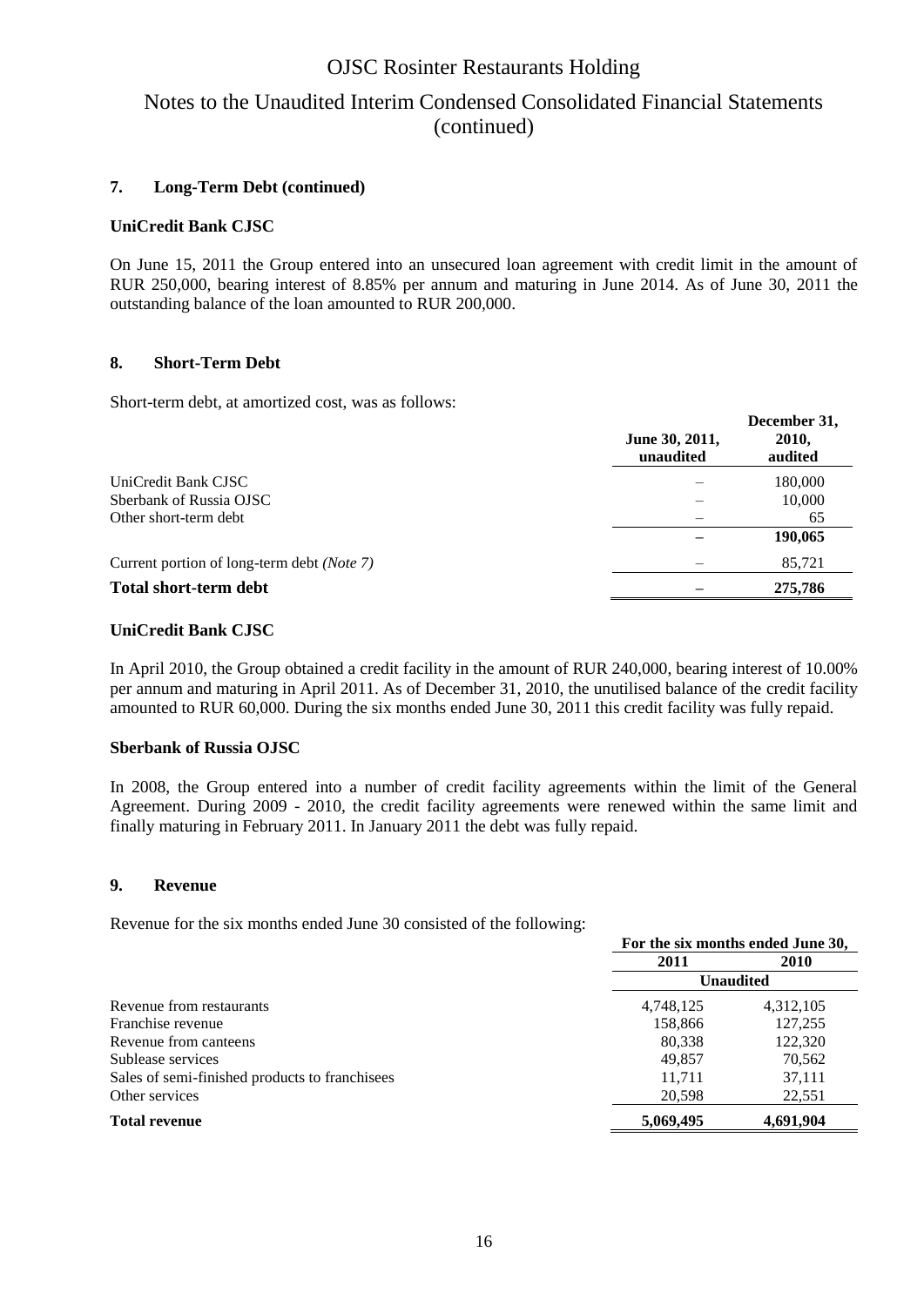## 7. Long-Term Debt (continued)

**UniCredit Bank CJSC**

On June 15, 2011 the Group entered into an unsecured loan agreement with credit limit in the amount of RUR 250,000, bearing interest of 8.85% per annum and maturing in June 2014. As of June 30, 2011 the outstanding balance of the loan amounted to RUR 200,000.

## 8. Short-Term Debt

Short-term debt, at amortized cost, was as follows:

| | June 30, 2011, unaudited | December 31, 2010, audited |
|---|---|---|
| UniCredit Bank CJSC | – | 180,000 |
| Sberbank of Russia OJSC | – | 10,000 |
| Other short-term debt | – | 65 |
| | **–** | **190,065** |
| Current portion of long-term debt *(Note 7)* | – | 85,721 |
| **Total short-term debt** | **–** | **275,786** |

**UniCredit Bank CJSC**

In April 2010, the Group obtained a credit facility in the amount of RUR 240,000, bearing interest of 10.00% per annum and maturing in April 2011. As of December 31, 2010, the unutilised balance of the credit facility amounted to RUR 60,000. During the six months ended June 30, 2011 this credit facility was fully repaid.

**Sberbank of Russia OJSC**

In 2008, the Group entered into a number of credit facility agreements within the limit of the General Agreement. During 2009 - 2010, the credit facility agreements were renewed within the same limit and finally maturing in February 2011. In January 2011 the debt was fully repaid.

## 9. Revenue

Revenue for the six months ended June 30 consisted of the following:

| | For the six months ended June 30, | |
|---|---|---|
| | 2011 | 2010 |
| | Unaudited | |
| Revenue from restaurants | 4,748,125 | 4,312,105 |
| Franchise revenue | 158,866 | 127,255 |
| Revenue from canteens | 80,338 | 122,320 |
| Sublease services | 49,857 | 70,562 |
| Sales of semi-finished products to franchisees | 11,711 | 37,111 |
| Other services | 20,598 | 22,551 |
| **Total revenue** | **5,069,495** | **4,691,904** |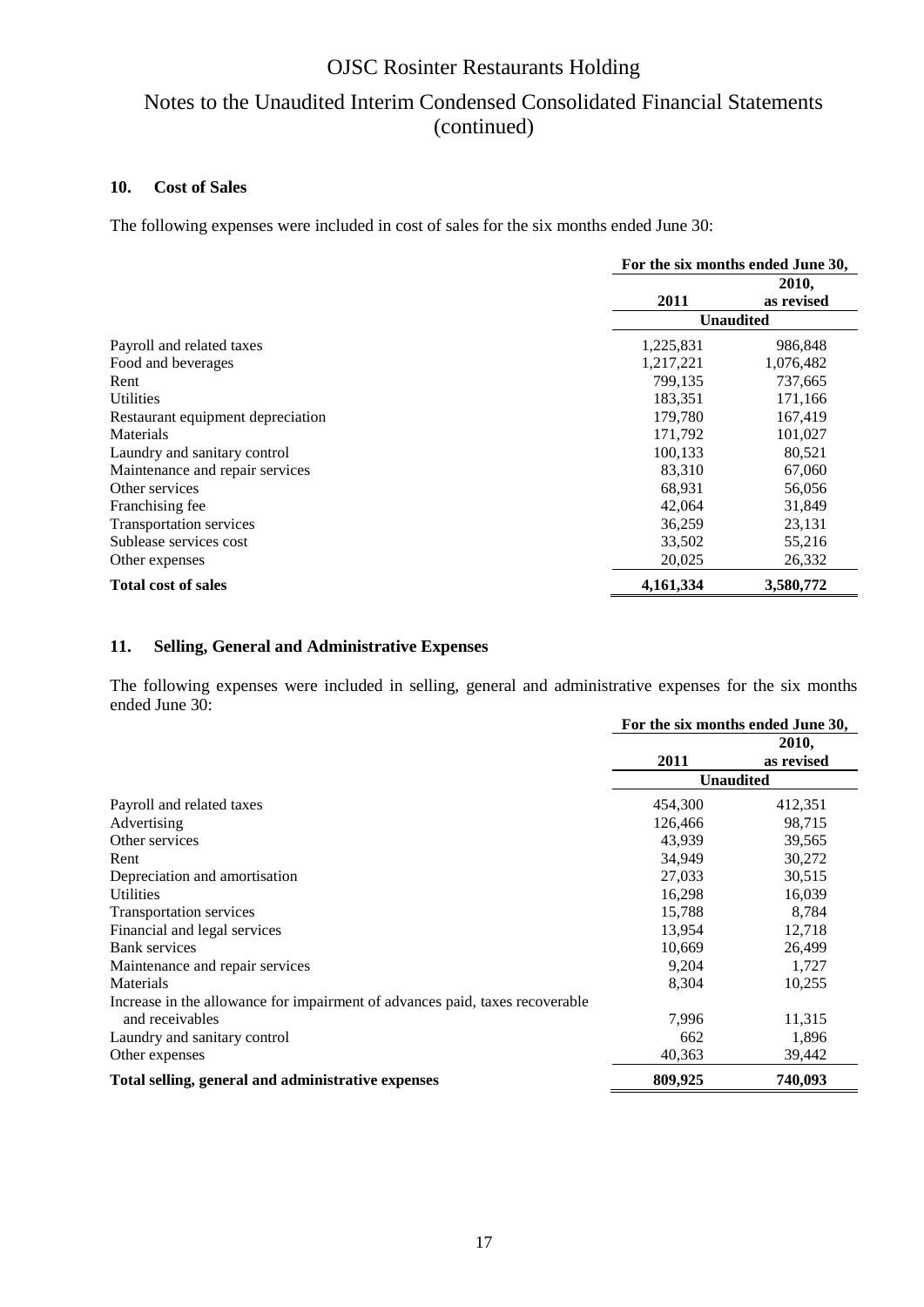## 10. Cost of Sales

The following expenses were included in cost of sales for the six months ended June 30:

| | For the six months ended June 30, | |
|---|---|---|
| | 2011 | 2010, as revised |
| | Unaudited | |
| Payroll and related taxes | 1,225,831 | 986,848 |
| Food and beverages | 1,217,221 | 1,076,482 |
| Rent | 799,135 | 737,665 |
| Utilities | 183,351 | 171,166 |
| Restaurant equipment depreciation | 179,780 | 167,419 |
| Materials | 171,792 | 101,027 |
| Laundry and sanitary control | 100,133 | 80,521 |
| Maintenance and repair services | 83,310 | 67,060 |
| Other services | 68,931 | 56,056 |
| Franchising fee | 42,064 | 31,849 |
| Transportation services | 36,259 | 23,131 |
| Sublease services cost | 33,502 | 55,216 |
| Other expenses | 20,025 | 26,332 |
| **Total cost of sales** | **4,161,334** | **3,580,772** |

## 11. Selling, General and Administrative Expenses

The following expenses were included in selling, general and administrative expenses for the six months ended June 30:

| | For the six months ended June 30, | |
|---|---|---|
| | 2011 | 2010, as revised |
| | Unaudited | |
| Payroll and related taxes | 454,300 | 412,351 |
| Advertising | 126,466 | 98,715 |
| Other services | 43,939 | 39,565 |
| Rent | 34,949 | 30,272 |
| Depreciation and amortisation | 27,033 | 30,515 |
| Utilities | 16,298 | 16,039 |
| Transportation services | 15,788 | 8,784 |
| Financial and legal services | 13,954 | 12,718 |
| Bank services | 10,669 | 26,499 |
| Maintenance and repair services | 9,204 | 1,727 |
| Materials | 8,304 | 10,255 |
| Increase in the allowance for impairment of advances paid, taxes recoverable and receivables | 7,996 | 11,315 |
| Laundry and sanitary control | 662 | 1,896 |
| Other expenses | 40,363 | 39,442 |
| **Total selling, general and administrative expenses** | **809,925** | **740,093** |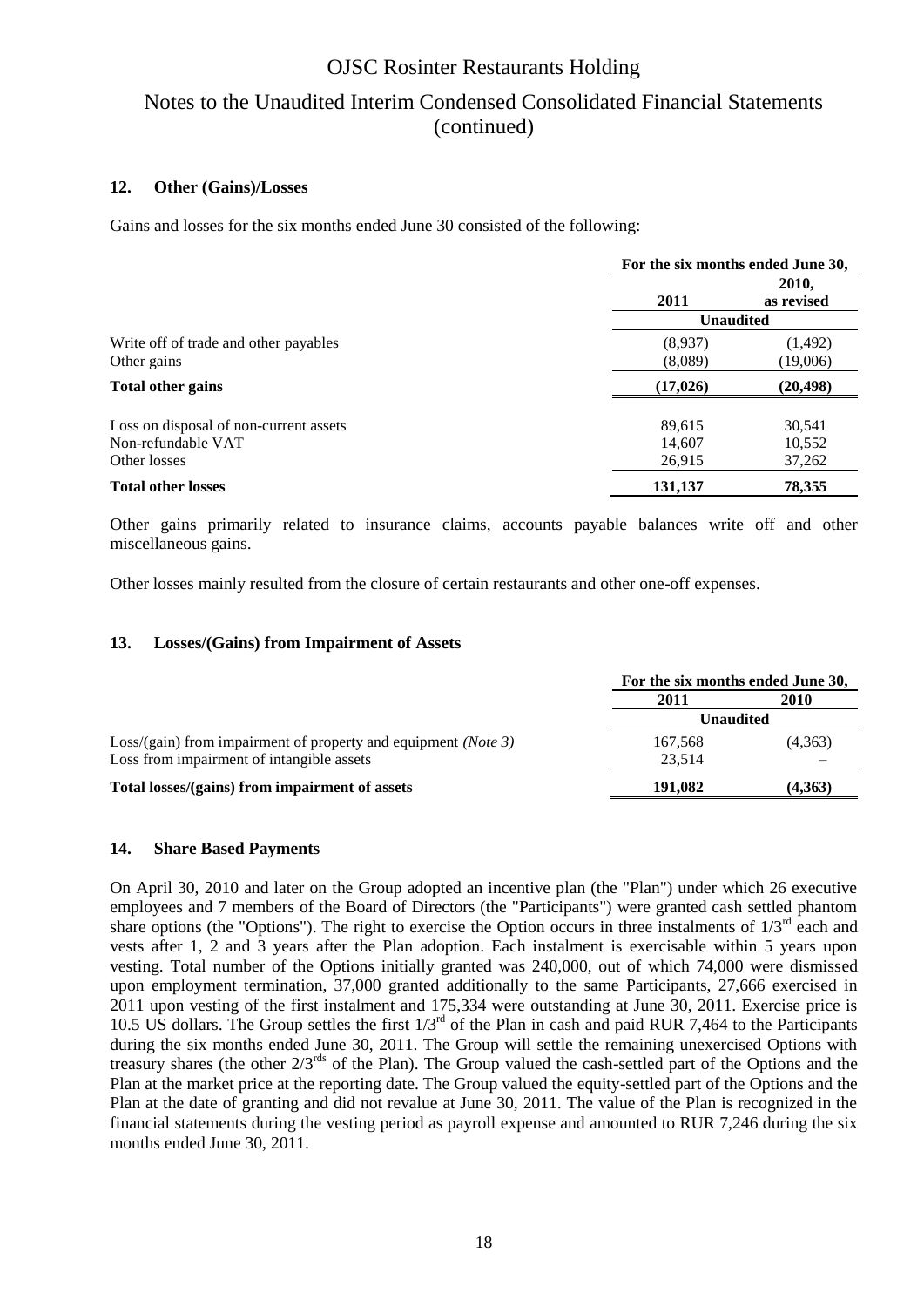## 12. Other (Gains)/Losses

Gains and losses for the six months ended June 30 consisted of the following:

| | For the six months ended June 30, | |
|---|---|---|
| | 2011 | 2010, as revised |
| | Unaudited | |
| Write off of trade and other payables | (8,937) | (1,492) |
| Other gains | (8,089) | (19,006) |
| **Total other gains** | **(17,026)** | **(20,498)** |
| Loss on disposal of non-current assets | 89,615 | 30,541 |
| Non-refundable VAT | 14,607 | 10,552 |
| Other losses | 26,915 | 37,262 |
| **Total other losses** | **131,137** | **78,355** |

Other gains primarily related to insurance claims, accounts payable balances write off and other miscellaneous gains.

Other losses mainly resulted from the closure of certain restaurants and other one-off expenses.

## 13. Losses/(Gains) from Impairment of Assets

| | For the six months ended June 30, | |
|---|---|---|
| | 2011 | 2010 |
| | Unaudited | |
| Loss/(gain) from impairment of property and equipment *(Note 3)* | 167,568 | (4,363) |
| Loss from impairment of intangible assets | 23,514 | – |
| **Total losses/(gains) from impairment of assets** | **191,082** | **(4,363)** |

## 14. Share Based Payments

On April 30, 2010 and later on the Group adopted an incentive plan (the "Plan") under which 26 executive employees and 7 members of the Board of Directors (the "Participants") were granted cash settled phantom share options (the "Options"). The right to exercise the Option occurs in three instalments of 1/3rd each and vests after 1, 2 and 3 years after the Plan adoption. Each instalment is exercisable within 5 years upon vesting. Total number of the Options initially granted was 240,000, out of which 74,000 were dismissed upon employment termination, 37,000 granted additionally to the same Participants, 27,666 exercised in 2011 upon vesting of the first instalment and 175,334 were outstanding at June 30, 2011. Exercise price is 10.5 US dollars. The Group settles the first 1/3rd of the Plan in cash and paid RUR 7,464 to the Participants during the six months ended June 30, 2011. The Group will settle the remaining unexercised Options with treasury shares (the other 2/3rds of the Plan). The Group valued the cash-settled part of the Options and the Plan at the market price at the reporting date. The Group valued the equity-settled part of the Options and the Plan at the date of granting and did not revalue at June 30, 2011. The value of the Plan is recognized in the financial statements during the vesting period as payroll expense and amounted to RUR 7,246 during the six months ended June 30, 2011.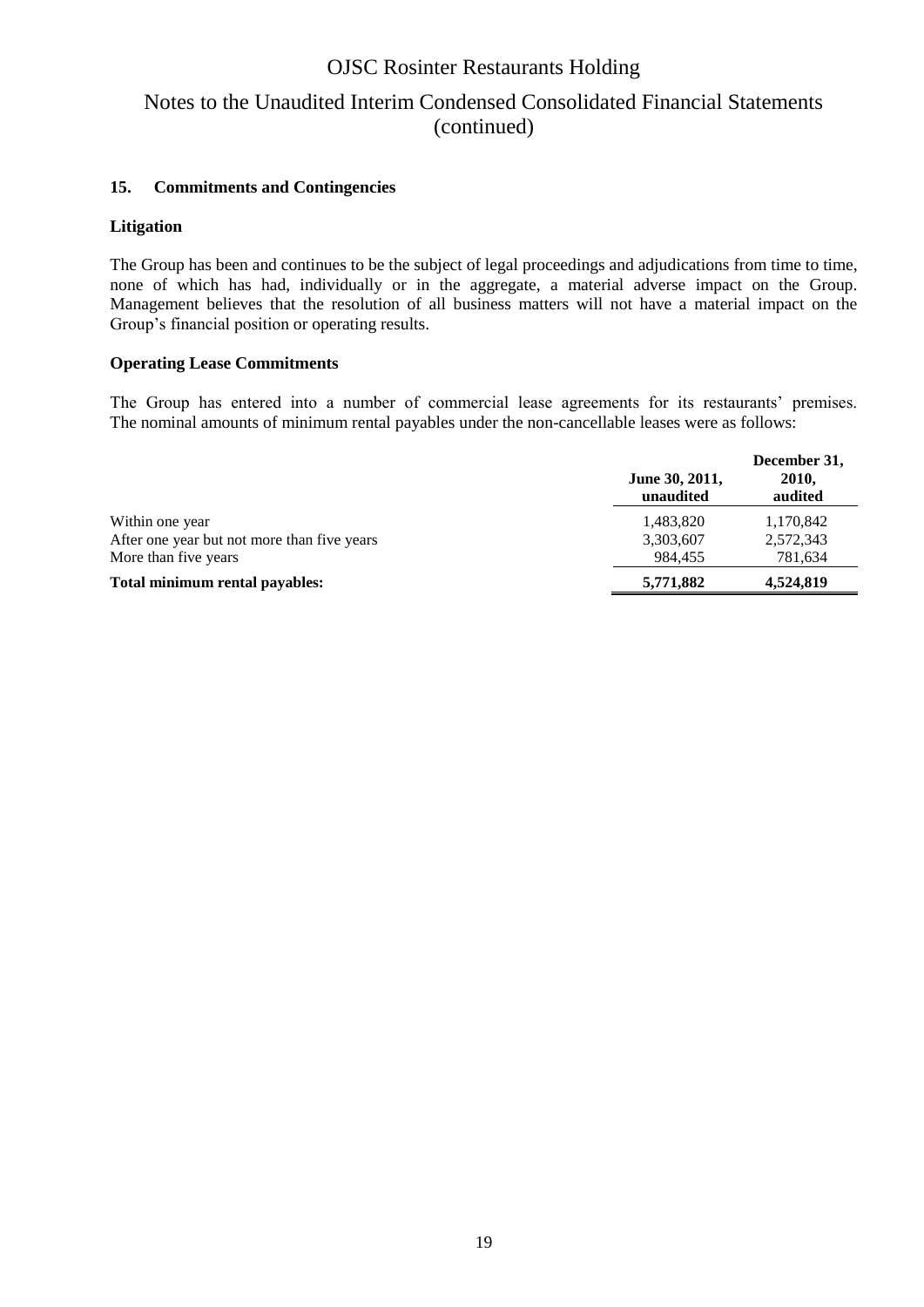## 15. Commitments and Contingencies

### Litigation

The Group has been and continues to be the subject of legal proceedings and adjudications from time to time, none of which has had, individually or in the aggregate, a material adverse impact on the Group. Management believes that the resolution of all business matters will not have a material impact on the Group's financial position or operating results.

### Operating Lease Commitments

The Group has entered into a number of commercial lease agreements for its restaurants' premises. The nominal amounts of minimum rental payables under the non-cancellable leases were as follows:

| | June 30, 2011, unaudited | December 31, 2010, audited |
|---|---|---|
| Within one year | 1,483,820 | 1,170,842 |
| After one year but not more than five years | 3,303,607 | 2,572,343 |
| More than five years | 984,455 | 781,634 |
| **Total minimum rental payables:** | **5,771,882** | **4,524,819** |